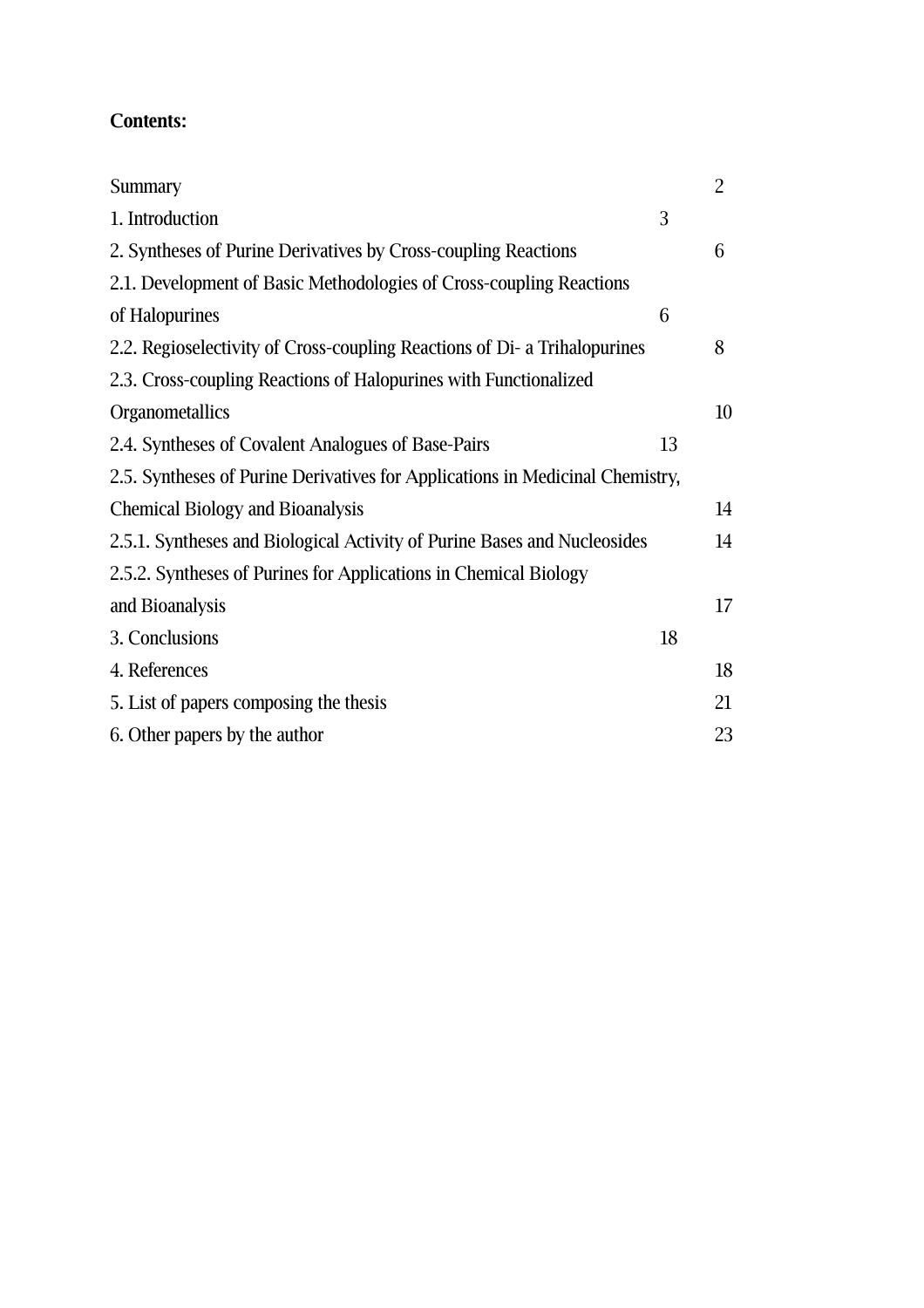**Contents:**

| | |
|---|---|
| Summary | 2 |
| 1. Introduction | 3 |
| 2. Syntheses of Purine Derivatives by Cross-coupling Reactions | 6 |
| 2.1. Development of Basic Methodologies of Cross-coupling Reactions of Halopurines | 6 |
| 2.2. Regioselectivity of Cross-coupling Reactions of Di- a Trihalopurines | 8 |
| 2.3. Cross-coupling Reactions of Halopurines with Functionalized Organometallics | 10 |
| 2.4. Syntheses of Covalent Analogues of Base-Pairs | 13 |
| 2.5. Syntheses of Purine Derivatives for Applications in Medicinal Chemistry, Chemical Biology and Bioanalysis | 14 |
| 2.5.1. Syntheses and Biological Activity of Purine Bases and Nucleosides | 14 |
| 2.5.2. Syntheses of Purines for Applications in Chemical Biology and Bioanalysis | 17 |
| 3. Conclusions | 18 |
| 4. References | 18 |
| 5. List of papers composing the thesis | 21 |
| 6. Other papers by the author | 23 |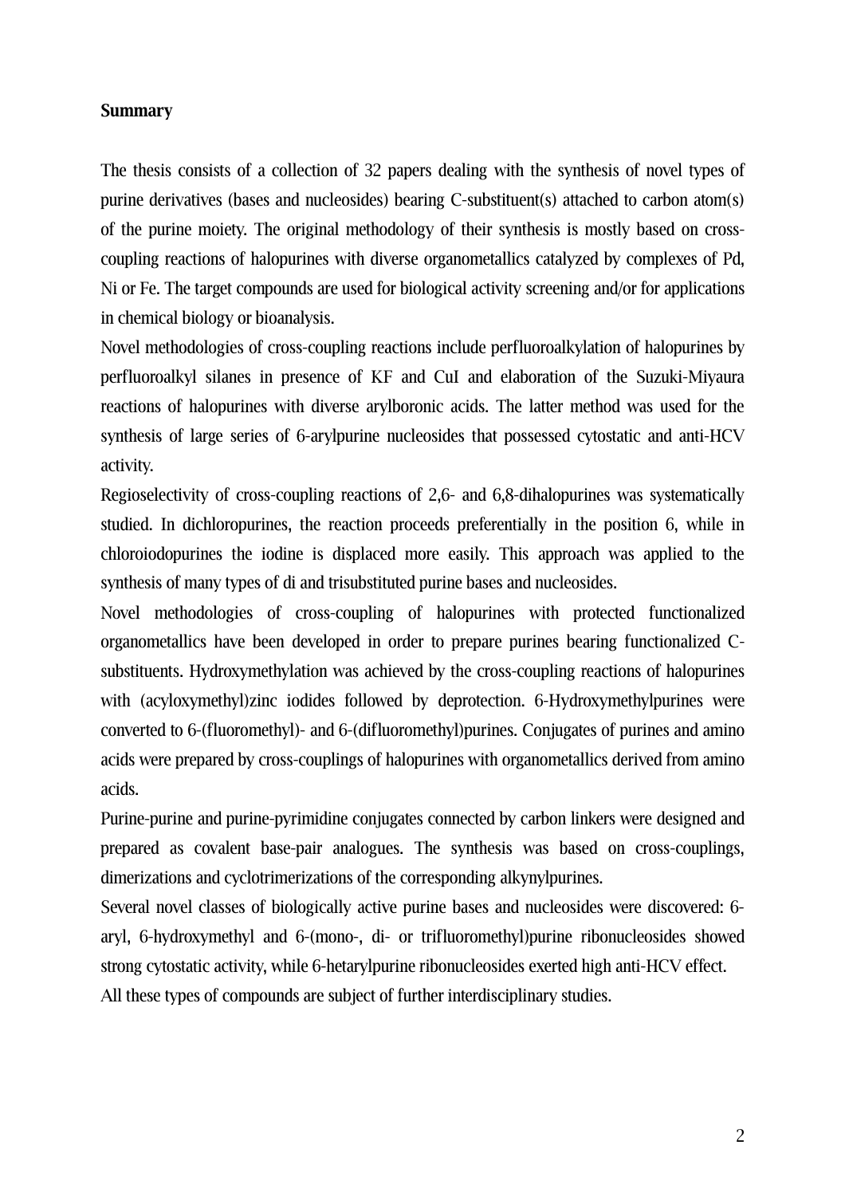**Summary**

The thesis consists of a collection of 32 papers dealing with the synthesis of novel types of purine derivatives (bases and nucleosides) bearing C-substituent(s) attached to carbon atom(s) of the purine moiety. The original methodology of their synthesis is mostly based on cross-coupling reactions of halopurines with diverse organometallics catalyzed by complexes of Pd, Ni or Fe. The target compounds are used for biological activity screening and/or for applications in chemical biology or bioanalysis.

Novel methodologies of cross-coupling reactions include perfluoroalkylation of halopurines by perfluoroalkyl silanes in presence of KF and CuI and elaboration of the Suzuki-Miyaura reactions of halopurines with diverse arylboronic acids. The latter method was used for the synthesis of large series of 6-arylpurine nucleosides that possessed cytostatic and anti-HCV activity.

Regioselectivity of cross-coupling reactions of 2,6- and 6,8-dihalopurines was systematically studied. In dichloropurines, the reaction proceeds preferentially in the position 6, while in chloroiodopurines the iodine is displaced more easily. This approach was applied to the synthesis of many types of di and trisubstituted purine bases and nucleosides.

Novel methodologies of cross-coupling of halopurines with protected functionalized organometallics have been developed in order to prepare purines bearing functionalized C-substituents. Hydroxymethylation was achieved by the cross-coupling reactions of halopurines with (acyloxymethyl)zinc iodides followed by deprotection. 6-Hydroxymethylpurines were converted to 6-(fluoromethyl)- and 6-(difluoromethyl)purines. Conjugates of purines and amino acids were prepared by cross-couplings of halopurines with organometallics derived from amino acids.

Purine-purine and purine-pyrimidine conjugates connected by carbon linkers were designed and prepared as covalent base-pair analogues. The synthesis was based on cross-couplings, dimerizations and cyclotrimerizations of the corresponding alkynylpurines.

Several novel classes of biologically active purine bases and nucleosides were discovered: 6-aryl, 6-hydroxymethyl and 6-(mono-, di- or trifluoromethyl)purine ribonucleosides showed strong cytostatic activity, while 6-hetarylpurine ribonucleosides exerted high anti-HCV effect.

All these types of compounds are subject of further interdisciplinary studies.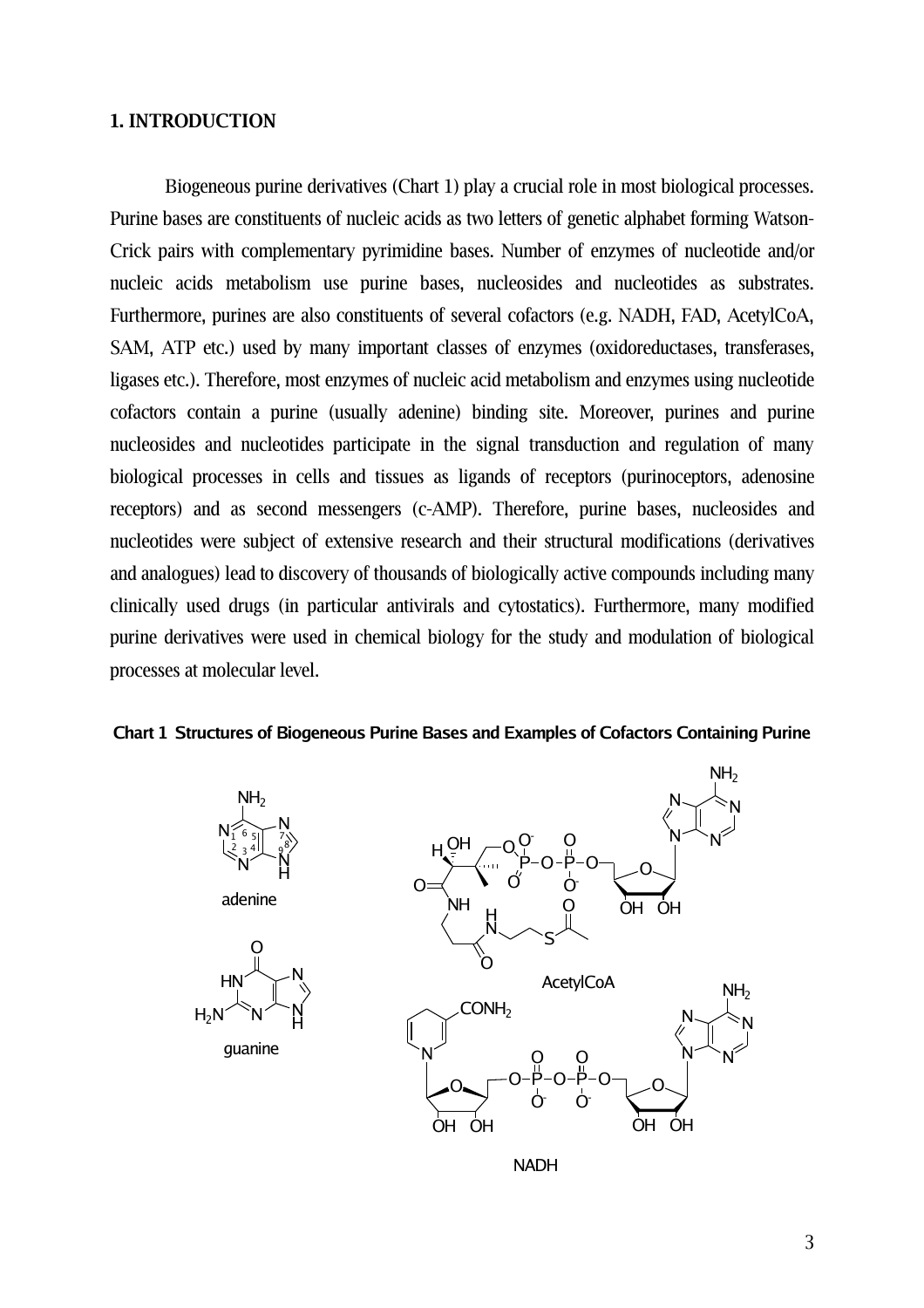## 1. INTRODUCTION

Biogeneous purine derivatives (Chart 1) play a crucial role in most biological processes. Purine bases are constituents of nucleic acids as two letters of genetic alphabet forming Watson-Crick pairs with complementary pyrimidine bases. Number of enzymes of nucleotide and/or nucleic acids metabolism use purine bases, nucleosides and nucleotides as substrates. Furthermore, purines are also constituents of several cofactors (e.g. NADH, FAD, AcetylCoA, SAM, ATP etc.) used by many important classes of enzymes (oxidoreductases, transferases, ligases etc.). Therefore, most enzymes of nucleic acid metabolism and enzymes using nucleotide cofactors contain a purine (usually adenine) binding site. Moreover, purines and purine nucleosides and nucleotides participate in the signal transduction and regulation of many biological processes in cells and tissues as ligands of receptors (purinoceptors, adenosine receptors) and as second messengers (c-AMP). Therefore, purine bases, nucleosides and nucleotides were subject of extensive research and their structural modifications (derivatives and analogues) lead to discovery of thousands of biologically active compounds including many clinically used drugs (in particular antivirals and cytostatics). Furthermore, many modified purine derivatives were used in chemical biology for the study and modulation of biological processes at molecular level.

**Chart 1 Structures of Biogeneous Purine Bases and Examples of Cofactors Containing Purine**

adenine

guanine

AcetylCoA

NADH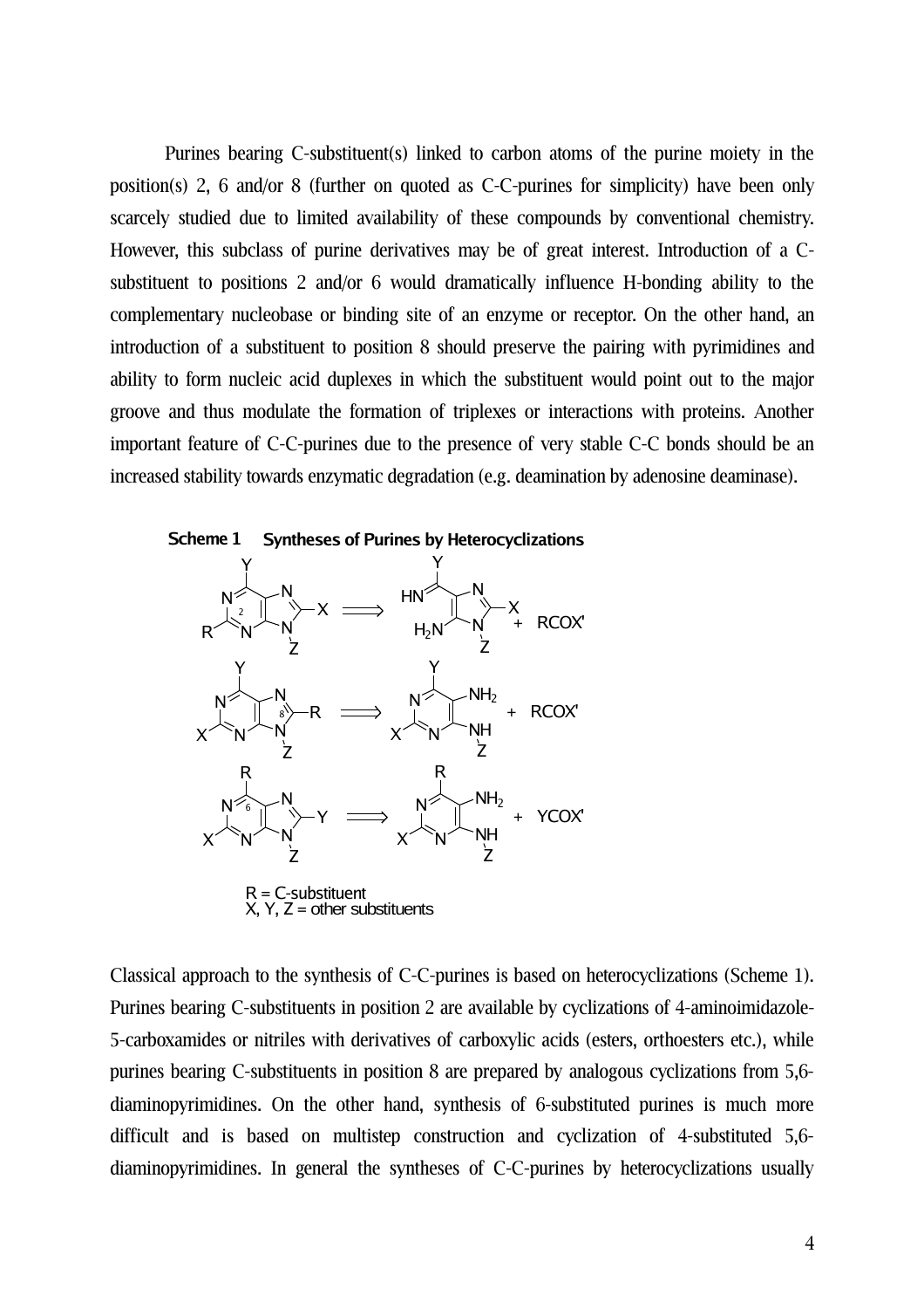Purines bearing C-substituent(s) linked to carbon atoms of the purine moiety in the position(s) 2, 6 and/or 8 (further on quoted as C-C-purines for simplicity) have been only scarcely studied due to limited availability of these compounds by conventional chemistry. However, this subclass of purine derivatives may be of great interest. Introduction of a C-substituent to positions 2 and/or 6 would dramatically influence H-bonding ability to the complementary nucleobase or binding site of an enzyme or receptor. On the other hand, an introduction of a substituent to position 8 should preserve the pairing with pyrimidines and ability to form nucleic acid duplexes in which the substituent would point out to the major groove and thus modulate the formation of triplexes or interactions with proteins. Another important feature of C-C-purines due to the presence of very stable C-C bonds should be an increased stability towards enzymatic degradation (e.g. deamination by adenosine deaminase).

**Scheme 1** **Syntheses of Purines by Heterocyclizations**

R = C-substituent
X, Y, Z = other substituents

Classical approach to the synthesis of C-C-purines is based on heterocyclizations (Scheme 1). Purines bearing C-substituents in position 2 are available by cyclizations of 4-aminoimidazole-5-carboxamides or nitriles with derivatives of carboxylic acids (esters, orthoesters etc.), while purines bearing C-substituents in position 8 are prepared by analogous cyclizations from 5,6-diaminopyrimidines. On the other hand, synthesis of 6-substituted purines is much more difficult and is based on multistep construction and cyclization of 4-substituted 5,6-diaminopyrimidines. In general the syntheses of C-C-purines by heterocyclizations usually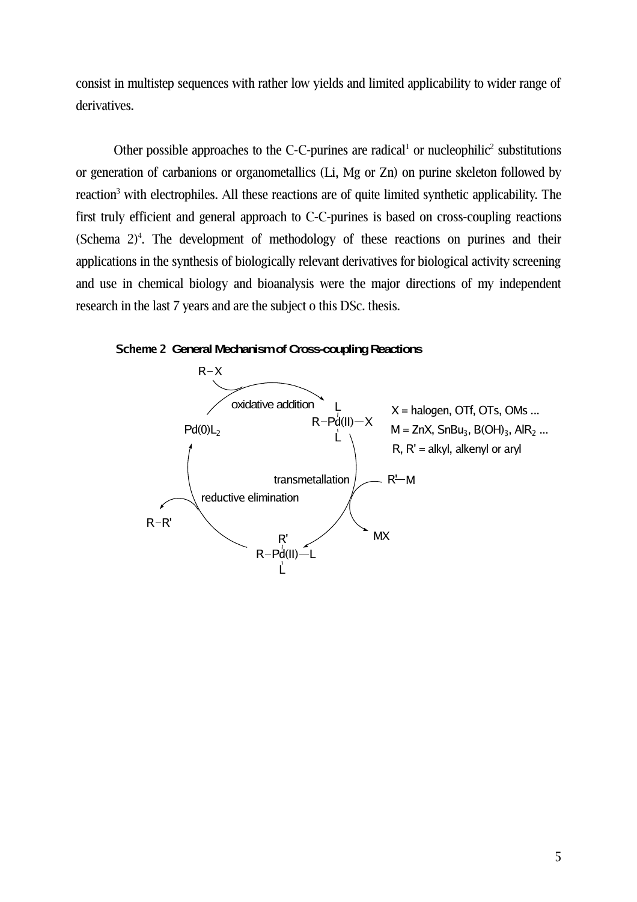consist in multistep sequences with rather low yields and limited applicability to wider range of derivatives.

Other possible approaches to the C-C-purines are radical[1] or nucleophilic[2] substitutions or generation of carbanions or organometallics (Li, Mg or Zn) on purine skeleton followed by reaction[3] with electrophiles. All these reactions are of quite limited synthetic applicability. The first truly efficient and general approach to C-C-purines is based on cross-coupling reactions (Schema 2)[4]. The development of methodology of these reactions on purines and their applications in the synthesis of biologically relevant derivatives for biological activity screening and use in chemical biology and bioanalysis were the major directions of my independent research in the last 7 years and are the subject o this DSc. thesis.

**Scheme 2 General Mechanism of Cross-coupling Reactions**

R–X

oxidative addition

$Pd(0)L_2$

R–Pd(II)(L)$_2$–X

X = halogen, OTf, OTs, OMs ...

M = ZnX, $SnBu_3$, $B(OH)_3$, $AlR_2$ ...

R, R' = alkyl, alkenyl or aryl

transmetallation

R'–M

reductive elimination

R–R'

MX

R–Pd(II)(R')(L)–L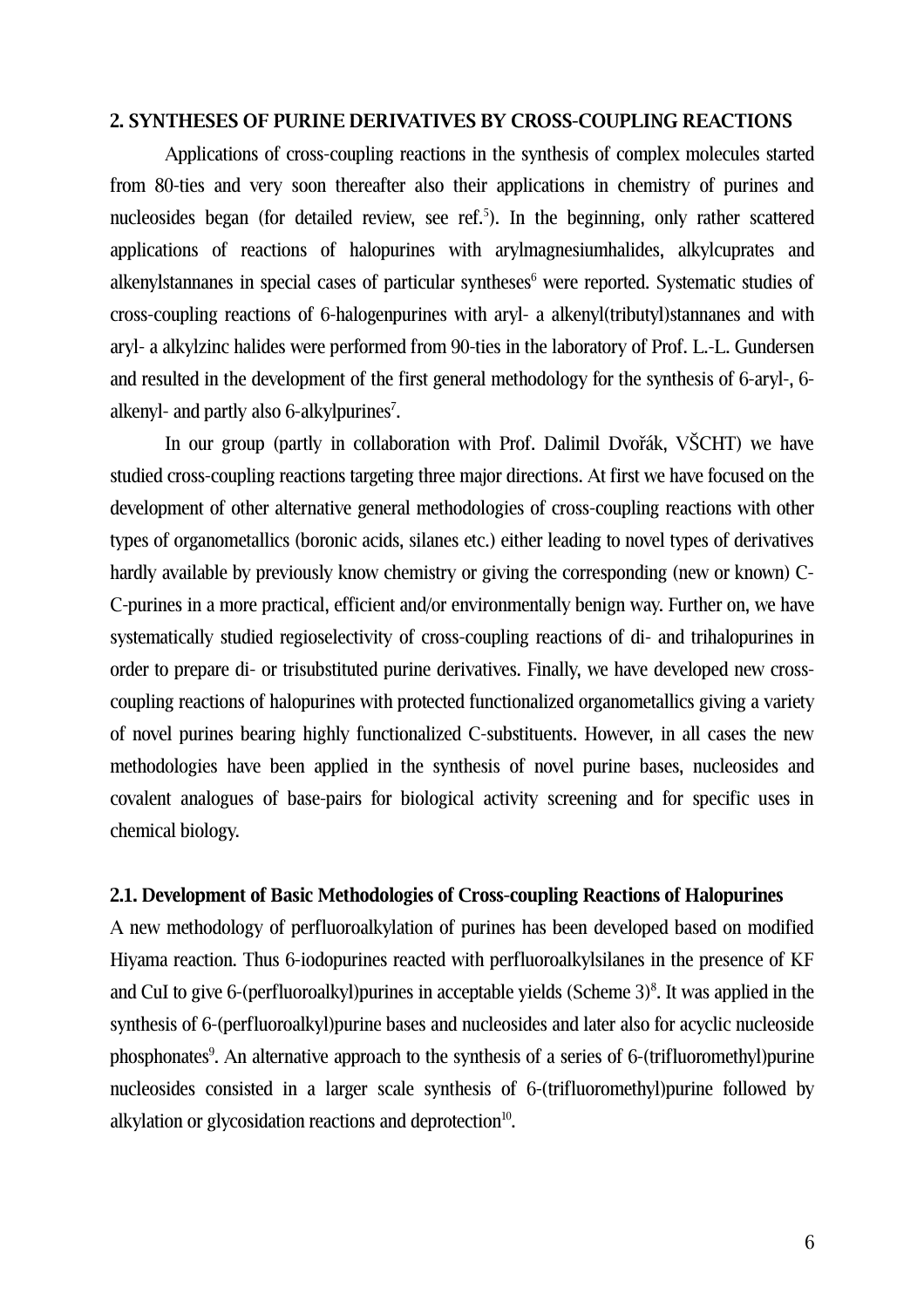## 2. SYNTHESES OF PURINE DERIVATIVES BY CROSS-COUPLING REACTIONS

Applications of cross-coupling reactions in the synthesis of complex molecules started from 80-ties and very soon thereafter also their applications in chemistry of purines and nucleosides began (for detailed review, see ref.[5]). In the beginning, only rather scattered applications of reactions of halopurines with arylmagnesiumhalides, alkylcuprates and alkenylstannanes in special cases of particular syntheses[6] were reported. Systematic studies of cross-coupling reactions of 6-halogenpurines with aryl- a alkenyl(tributyl)stannanes and with aryl- a alkylzinc halides were performed from 90-ties in the laboratory of Prof. L.-L. Gundersen and resulted in the development of the first general methodology for the synthesis of 6-aryl-, 6-alkenyl- and partly also 6-alkylpurines[7].

In our group (partly in collaboration with Prof. Dalimil Dvořák, VŠCHT) we have studied cross-coupling reactions targeting three major directions. At first we have focused on the development of other alternative general methodologies of cross-coupling reactions with other types of organometallics (boronic acids, silanes etc.) either leading to novel types of derivatives hardly available by previously know chemistry or giving the corresponding (new or known) C-C-purines in a more practical, efficient and/or environmentally benign way. Further on, we have systematically studied regioselectivity of cross-coupling reactions of di- and trihalopurines in order to prepare di- or trisubstituted purine derivatives. Finally, we have developed new cross-coupling reactions of halopurines with protected functionalized organometallics giving a variety of novel purines bearing highly functionalized C-substituents. However, in all cases the new methodologies have been applied in the synthesis of novel purine bases, nucleosides and covalent analogues of base-pairs for biological activity screening and for specific uses in chemical biology.

### 2.1. Development of Basic Methodologies of Cross-coupling Reactions of Halopurines

A new methodology of perfluoroalkylation of purines has been developed based on modified Hiyama reaction. Thus 6-iodopurines reacted with perfluoroalkylsilanes in the presence of KF and CuI to give 6-(perfluoroalkyl)purines in acceptable yields (Scheme 3)[8]. It was applied in the synthesis of 6-(perfluoroalkyl)purine bases and nucleosides and later also for acyclic nucleoside phosphonates[9]. An alternative approach to the synthesis of a series of 6-(trifluoromethyl)purine nucleosides consisted in a larger scale synthesis of 6-(trifluoromethyl)purine followed by alkylation or glycosidation reactions and deprotection[10].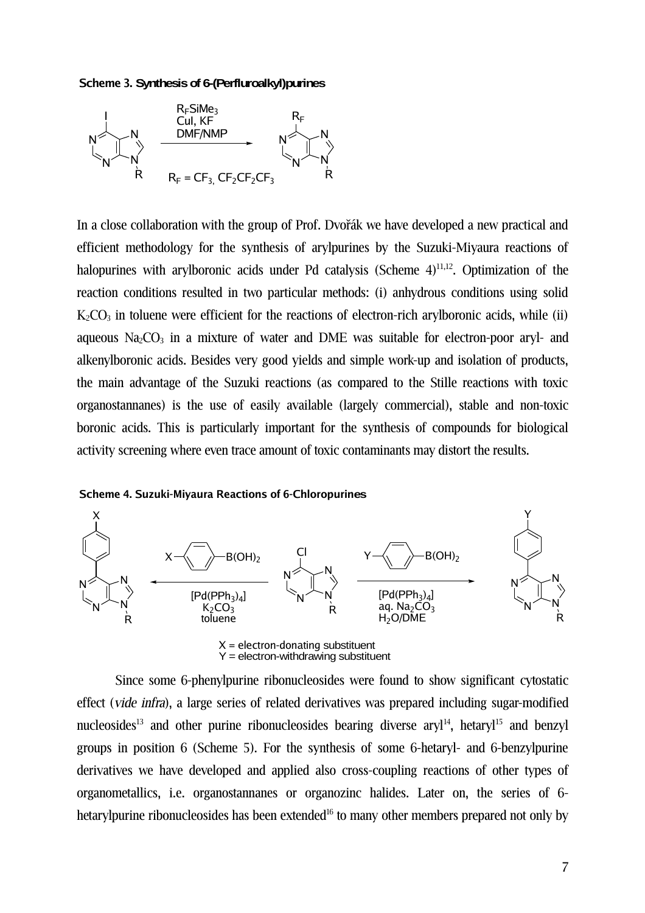**Scheme 3. Synthesis of 6-(Perfluroalkyl)purines**

$R_FSiMe_3$, CuI, KF, DMF/NMP

$R_F = CF_3, CF_2CF_2CF_3$

In a close collaboration with the group of Prof. Dvořák we have developed a new practical and efficient methodology for the synthesis of arylpurines by the Suzuki-Miyaura reactions of halopurines with arylboronic acids under Pd catalysis (Scheme 4)[11,12]. Optimization of the reaction conditions resulted in two particular methods: (i) anhydrous conditions using solid $K_2CO_3$ in toluene were efficient for the reactions of electron-rich arylboronic acids, while (ii) aqueous $Na_2CO_3$ in a mixture of water and DME was suitable for electron-poor aryl- and alkenylboronic acids. Besides very good yields and simple work-up and isolation of products, the main advantage of the Suzuki reactions (as compared to the Stille reactions with toxic organostannanes) is the use of easily available (largely commercial), stable and non-toxic boronic acids. This is particularly important for the synthesis of compounds for biological activity screening where even trace amount of toxic contaminants may distort the results.

**Scheme 4. Suzuki-Miyaura Reactions of 6-Chloropurines**

$[Pd(PPh_3)_4]$, $K_2CO_3$, toluene

$[Pd(PPh_3)_4]$, aq. $Na_2CO_3$, $H_2O$/DME

X = electron-donating substituent
Y = electron-withdrawing substituent

Since some 6-phenylpurine ribonucleosides were found to show significant cytostatic effect (*vide infra*), a large series of related derivatives was prepared including sugar-modified nucleosides[13] and other purine ribonucleosides bearing diverse aryl[14], hetaryl[15] and benzyl groups in position 6 (Scheme 5). For the synthesis of some 6-hetaryl- and 6-benzylpurine derivatives we have developed and applied also cross-coupling reactions of other types of organometallics, i.e. organostannanes or organozinc halides. Later on, the series of 6-hetarylpurine ribonucleosides has been extended[16] to many other members prepared not only by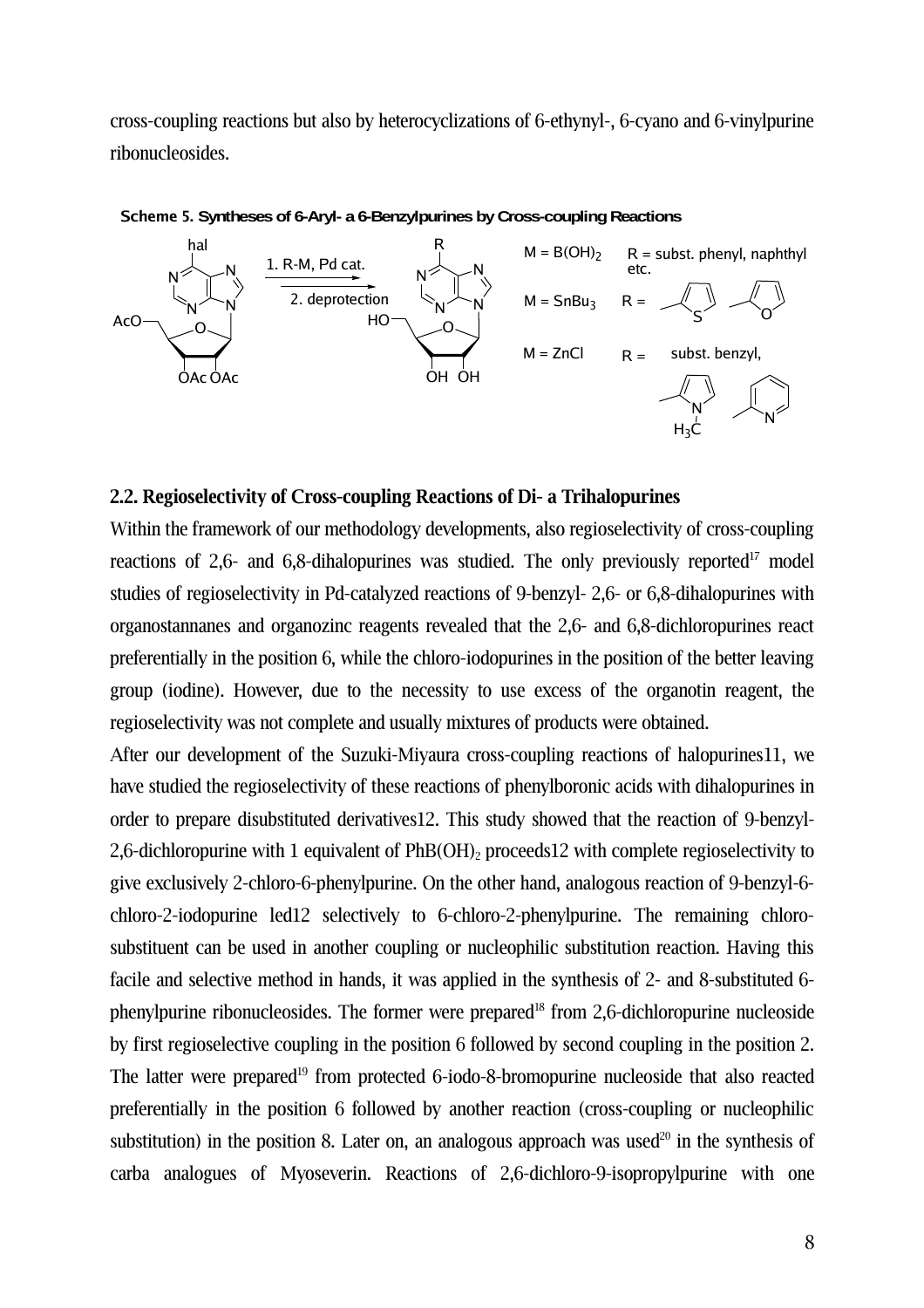cross-coupling reactions but also by heterocyclizations of 6-ethynyl-, 6-cyano and 6-vinylpurine ribonucleosides.

**Scheme 5. Syntheses of 6-Aryl- a 6-Benzylpurines by Cross-coupling Reactions**

1. R-M, Pd cat.
2. deprotection

$M = B(OH)_2$ R = subst. phenyl, naphthyl etc.

$M = SnBu_3$ R =

M = ZnCl R = subst. benzyl,

## 2.2. Regioselectivity of Cross-coupling Reactions of Di- a Trihalopurines

Within the framework of our methodology developments, also regioselectivity of cross-coupling reactions of 2,6- and 6,8-dihalopurines was studied. The only previously reported[17] model studies of regioselectivity in Pd-catalyzed reactions of 9-benzyl- 2,6- or 6,8-dihalopurines with organostannanes and organozinc reagents revealed that the 2,6- and 6,8-dichloropurines react preferentially in the position 6, while the chloro-iodopurines in the position of the better leaving group (iodine). However, due to the necessity to use excess of the organotin reagent, the regioselectivity was not complete and usually mixtures of products were obtained.

After our development of the Suzuki-Miyaura cross-coupling reactions of halopurines11, we have studied the regioselectivity of these reactions of phenylboronic acids with dihalopurines in order to prepare disubstituted derivatives12. This study showed that the reaction of 9-benzyl-2,6-dichloropurine with 1 equivalent of $PhB(OH)_2$ proceeds12 with complete regioselectivity to give exclusively 2-chloro-6-phenylpurine. On the other hand, analogous reaction of 9-benzyl-6-chloro-2-iodopurine led12 selectively to 6-chloro-2-phenylpurine. The remaining chloro-substituent can be used in another coupling or nucleophilic substitution reaction. Having this facile and selective method in hands, it was applied in the synthesis of 2- and 8-substituted 6-phenylpurine ribonucleosides. The former were prepared[18] from 2,6-dichloropurine nucleoside by first regioselective coupling in the position 6 followed by second coupling in the position 2. The latter were prepared[19] from protected 6-iodo-8-bromopurine nucleoside that also reacted preferentially in the position 6 followed by another reaction (cross-coupling or nucleophilic substitution) in the position 8. Later on, an analogous approach was used[20] in the synthesis of carba analogues of Myoseverin. Reactions of 2,6-dichloro-9-isopropylpurine with one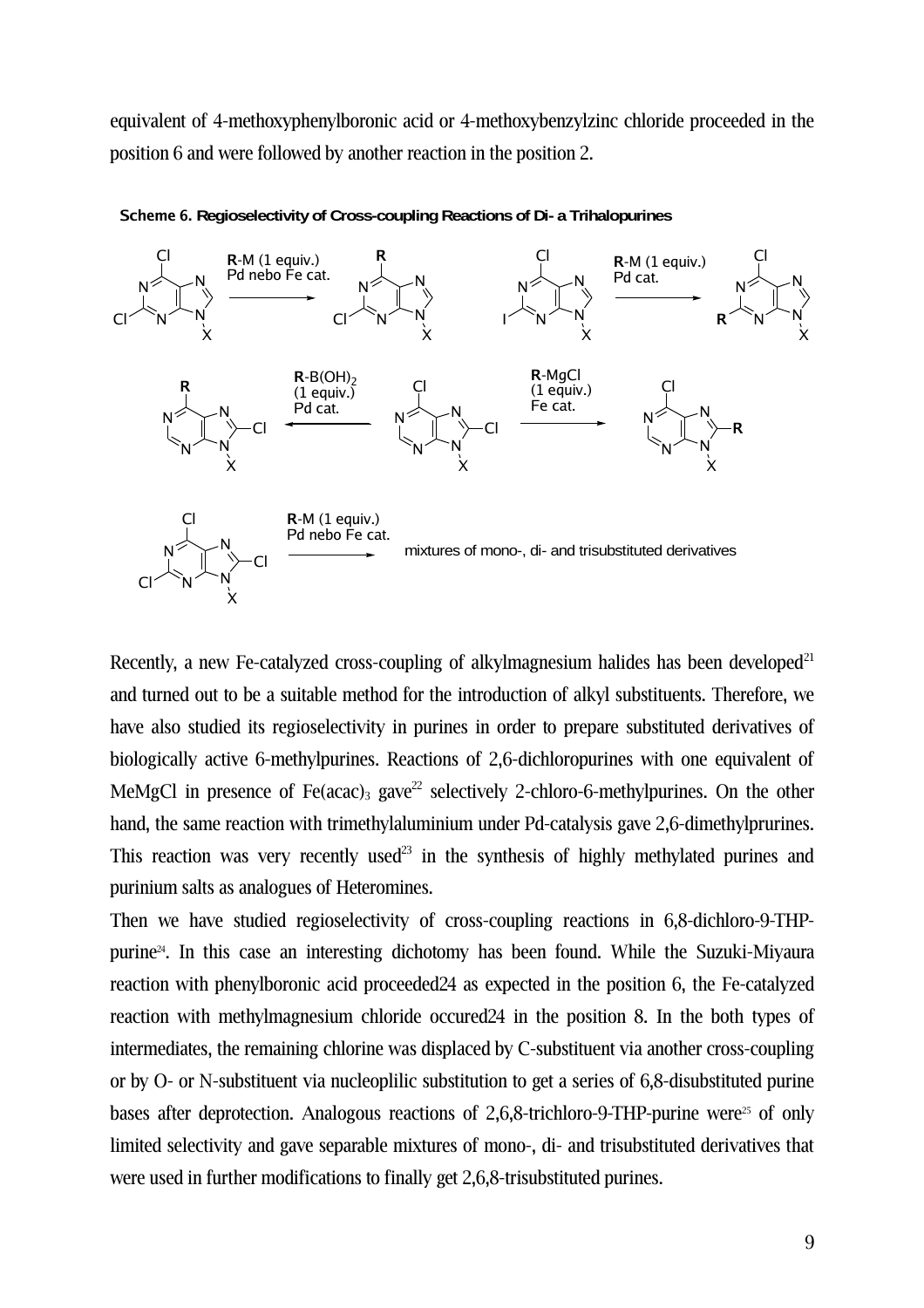equivalent of 4-methoxyphenylboronic acid or 4-methoxybenzylzinc chloride proceeded in the position 6 and were followed by another reaction in the position 2.

**Scheme 6. Regioselectivity of Cross-coupling Reactions of Di- a Trihalopurines**

Recently, a new Fe-catalyzed cross-coupling of alkylmagnesium halides has been developed[21] and turned out to be a suitable method for the introduction of alkyl substituents. Therefore, we have also studied its regioselectivity in purines in order to prepare substituted derivatives of biologically active 6-methylpurines. Reactions of 2,6-dichloropurines with one equivalent of MeMgCl in presence of $Fe(acac)_3$ gave[22] selectively 2-chloro-6-methylpurines. On the other hand, the same reaction with trimethylaluminium under Pd-catalysis gave 2,6-dimethylprurines. This reaction was very recently used[23] in the synthesis of highly methylated purines and purinium salts as analogues of Heteromines.

Then we have studied regioselectivity of cross-coupling reactions in 6,8-dichloro-9-THP-purine[24]. In this case an interesting dichotomy has been found. While the Suzuki-Miyaura reaction with phenylboronic acid proceeded24 as expected in the position 6, the Fe-catalyzed reaction with methylmagnesium chloride occured24 in the position 8. In the both types of intermediates, the remaining chlorine was displaced by C-substituent via another cross-coupling or by O- or N-substituent via nucleoplilic substitution to get a series of 6,8-disubstituted purine bases after deprotection. Analogous reactions of 2,6,8-trichloro-9-THP-purine were[25] of only limited selectivity and gave separable mixtures of mono-, di- and trisubstituted derivatives that were used in further modifications to finally get 2,6,8-trisubstituted purines.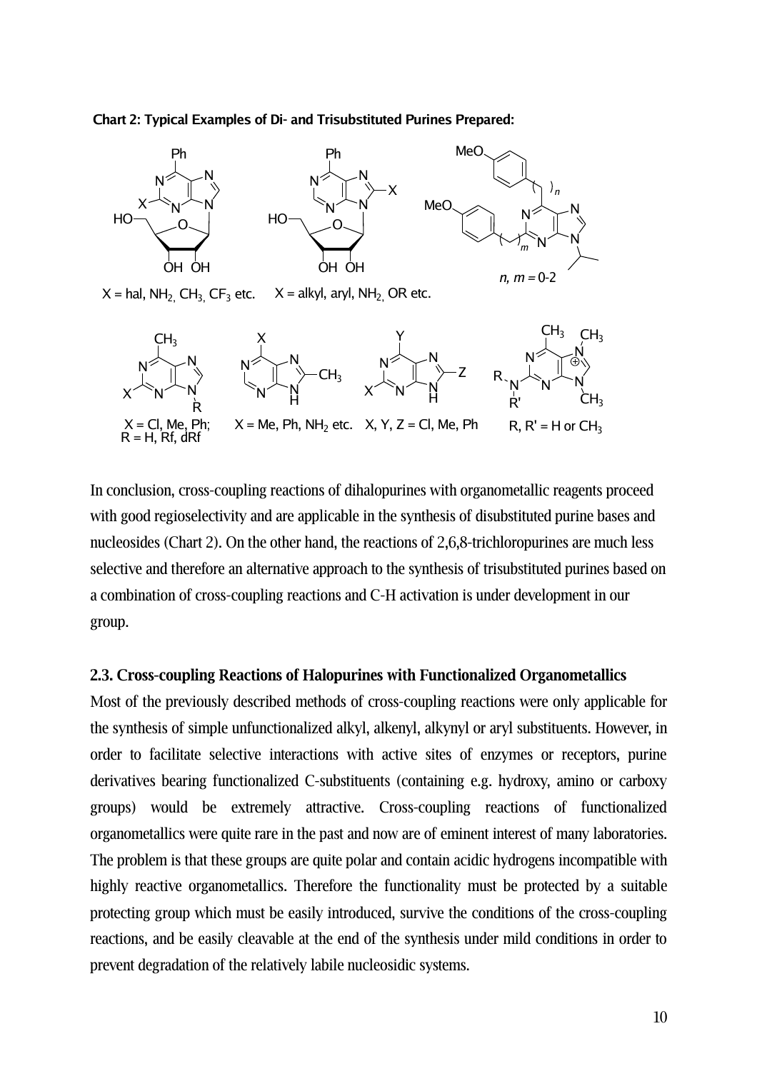**Chart 2: Typical Examples of Di- and Trisubstituted Purines Prepared:**

X = hal, $NH_2$, $CH_3$, $CF_3$ etc. X = alkyl, aryl, $NH_2$, OR etc. *n, m* = 0-2

X = Cl, Me, Ph; R = H, Rf, dRf X = Me, Ph, $NH_2$ etc. X, Y, Z = Cl, Me, Ph R, R' = H or $CH_3$

In conclusion, cross-coupling reactions of dihalopurines with organometallic reagents proceed with good regioselectivity and are applicable in the synthesis of disubstituted purine bases and nucleosides (Chart 2). On the other hand, the reactions of 2,6,8-trichloropurines are much less selective and therefore an alternative approach to the synthesis of trisubstituted purines based on a combination of cross-coupling reactions and C-H activation is under development in our group.

### 2.3. Cross-coupling Reactions of Halopurines with Functionalized Organometallics

Most of the previously described methods of cross-coupling reactions were only applicable for the synthesis of simple unfunctionalized alkyl, alkenyl, alkynyl or aryl substituents. However, in order to facilitate selective interactions with active sites of enzymes or receptors, purine derivatives bearing functionalized C-substituents (containing e.g. hydroxy, amino or carboxy groups) would be extremely attractive. Cross-coupling reactions of functionalized organometallics were quite rare in the past and now are of eminent interest of many laboratories. The problem is that these groups are quite polar and contain acidic hydrogens incompatible with highly reactive organometallics. Therefore the functionality must be protected by a suitable protecting group which must be easily introduced, survive the conditions of the cross-coupling reactions, and be easily cleavable at the end of the synthesis under mild conditions in order to prevent degradation of the relatively labile nucleosidic systems.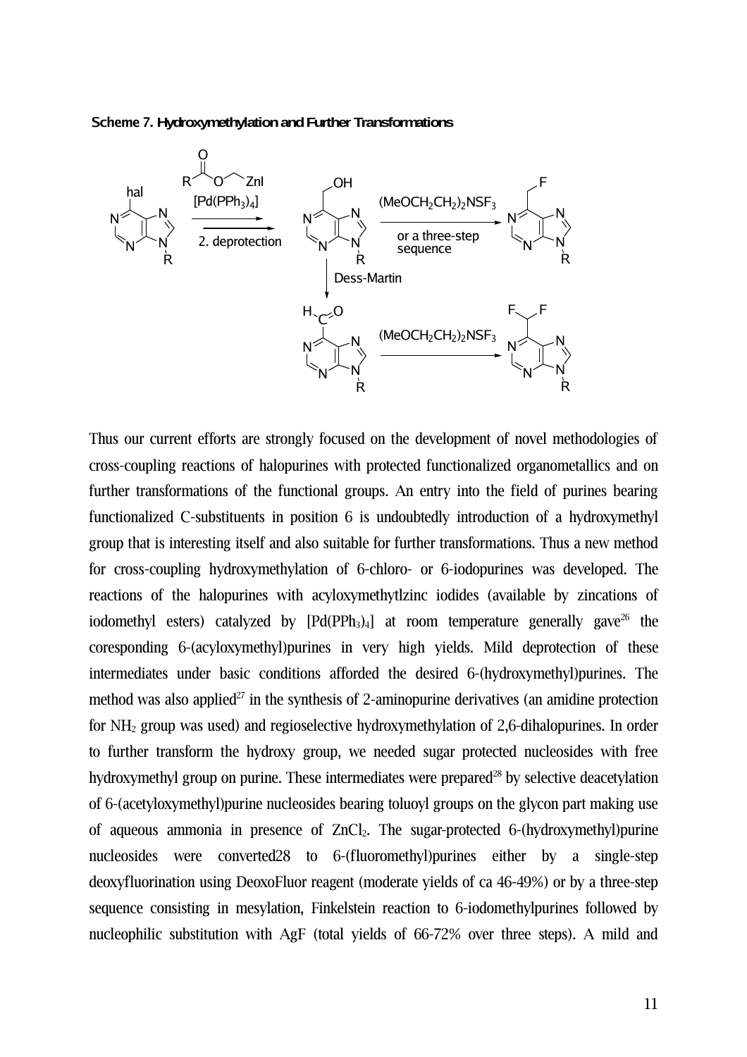**Scheme 7. Hydroxymethylation and Further Transformations**

Thus our current efforts are strongly focused on the development of novel methodologies of cross-coupling reactions of halopurines with protected functionalized organometallics and on further transformations of the functional groups. An entry into the field of purines bearing functionalized C-substituents in position 6 is undoubtedly introduction of a hydroxymethyl group that is interesting itself and also suitable for further transformations. Thus a new method for cross-coupling hydroxymethylation of 6-chloro- or 6-iodopurines was developed. The reactions of the halopurines with acyloxymethytlzinc iodides (available by zincations of iodomethyl esters) catalyzed by $[Pd(PPh_3)_4]$ at room temperature generally gave[26] the coresponding 6-(acyloxymethyl)purines in very high yields. Mild deprotection of these intermediates under basic conditions afforded the desired 6-(hydroxymethyl)purines. The method was also applied[27] in the synthesis of 2-aminopurine derivatives (an amidine protection for $NH_2$ group was used) and regioselective hydroxymethylation of 2,6-dihalopurines. In order to further transform the hydroxy group, we needed sugar protected nucleosides with free hydroxymethyl group on purine. These intermediates were prepared[28] by selective deacetylation of 6-(acetyloxymethyl)purine nucleosides bearing toluoyl groups on the glycon part making use of aqueous ammonia in presence of $ZnCl_2$. The sugar-protected 6-(hydroxymethyl)purine nucleosides were converted28 to 6-(fluoromethyl)purines either by a single-step deoxyfluorination using DeoxoFluor reagent (moderate yields of ca 46-49%) or by a three-step sequence consisting in mesylation, Finkelstein reaction to 6-iodomethylpurines followed by nucleophilic substitution with AgF (total yields of 66-72% over three steps). A mild and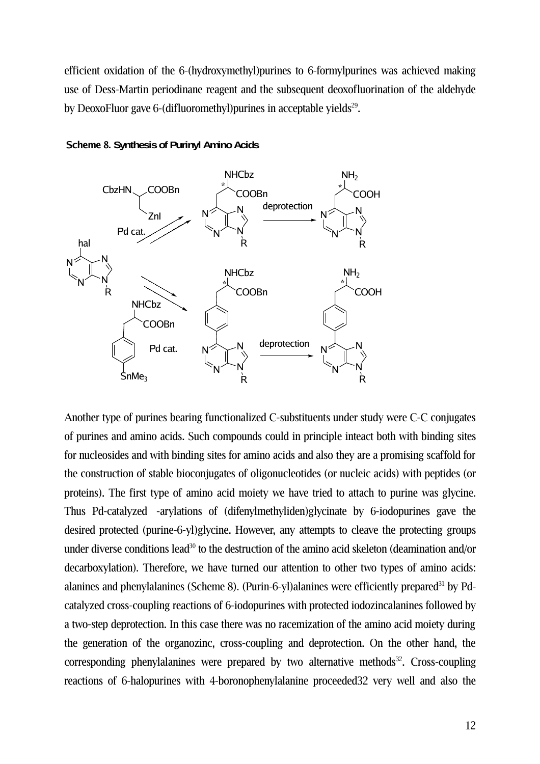efficient oxidation of the 6-(hydroxymethyl)purines to 6-formylpurines was achieved making use of Dess-Martin periodinane reagent and the subsequent deoxofluorination of the aldehyde by DeoxoFluor gave 6-(difluoromethyl)purines in acceptable yields[29].

**Scheme 8. Synthesis of Purinyl Amino Acids**

Another type of purines bearing functionalized C-substituents under study were C-C conjugates of purines and amino acids. Such compounds could in principle inteact both with binding sites for nucleosides and with binding sites for amino acids and also they are a promising scaffold for the construction of stable bioconjugates of oligonucleotides (or nucleic acids) with peptides (or proteins). The first type of amino acid moiety we have tried to attach to purine was glycine. Thus Pd-catalyzed -arylations of (difenylmethyliden)glycinate by 6-iodopurines gave the desired protected (purine-6-yl)glycine. However, any attempts to cleave the protecting groups under diverse conditions lead[30] to the destruction of the amino acid skeleton (deamination and/or decarboxylation). Therefore, we have turned our attention to other two types of amino acids: alanines and phenylalanines (Scheme 8). (Purin-6-yl)alanines were efficiently prepared[31] by Pd-catalyzed cross-coupling reactions of 6-iodopurines with protected iodozincalanines followed by a two-step deprotection. In this case there was no racemization of the amino acid moiety during the generation of the organozinc, cross-coupling and deprotection. On the other hand, the corresponding phenylalanines were prepared by two alternative methods[32]. Cross-coupling reactions of 6-halopurines with 4-boronophenylalanine proceeded32 very well and also the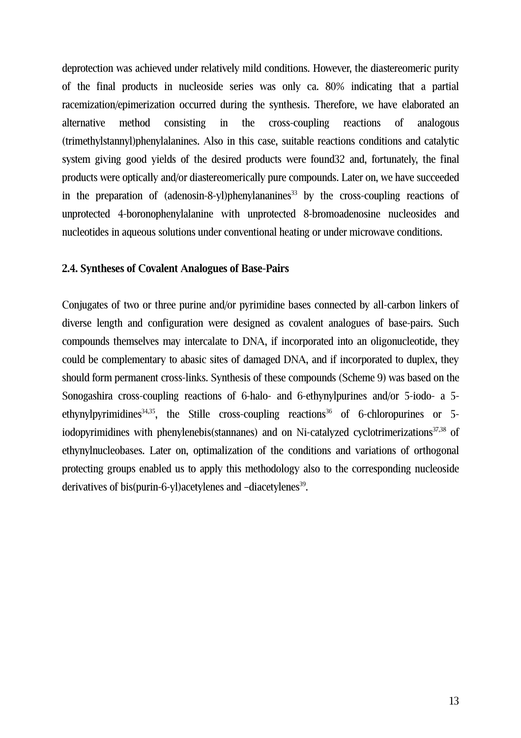deprotection was achieved under relatively mild conditions. However, the diastereomeric purity of the final products in nucleoside series was only ca. 80% indicating that a partial racemization/epimerization occurred during the synthesis. Therefore, we have elaborated an alternative method consisting in the cross-coupling reactions of analogous (trimethylstannyl)phenylalanines. Also in this case, suitable reactions conditions and catalytic system giving good yields of the desired products were found32 and, fortunately, the final products were optically and/or diastereomerically pure compounds. Later on, we have succeeded in the preparation of (adenosin-8-yl)phenylananines[33] by the cross-coupling reactions of unprotected 4-boronophenylalanine with unprotected 8-bromoadenosine nucleosides and nucleotides in aqueous solutions under conventional heating or under microwave conditions.

**2.4. Syntheses of Covalent Analogues of Base-Pairs**

Conjugates of two or three purine and/or pyrimidine bases connected by all-carbon linkers of diverse length and configuration were designed as covalent analogues of base-pairs. Such compounds themselves may intercalate to DNA, if incorporated into an oligonucleotide, they could be complementary to abasic sites of damaged DNA, and if incorporated to duplex, they should form permanent cross-links. Synthesis of these compounds (Scheme 9) was based on the Sonogashira cross-coupling reactions of 6-halo- and 6-ethynylpurines and/or 5-iodo- a 5-ethynylpyrimidines[34,35], the Stille cross-coupling reactions[36] of 6-chloropurines or 5-iodopyrimidines with phenylenebis(stannanes) and on Ni-catalyzed cyclotrimerizations[37,38] of ethynylnucleobases. Later on, optimalization of the conditions and variations of orthogonal protecting groups enabled us to apply this methodology also to the corresponding nucleoside derivatives of bis(purin-6-yl)acetylenes and –diacetylenes[39].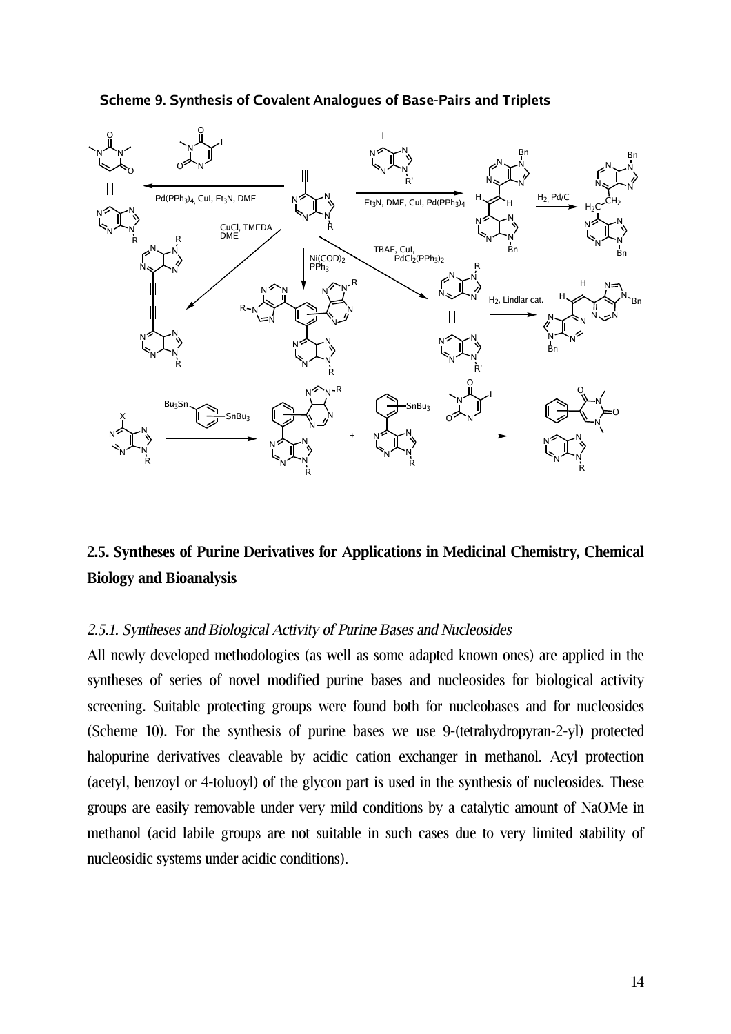**Scheme 9. Synthesis of Covalent Analogues of Base-Pairs and Triplets**

## 2.5. Syntheses of Purine Derivatives for Applications in Medicinal Chemistry, Chemical Biology and Bioanalysis

### *2.5.1. Syntheses and Biological Activity of Purine Bases and Nucleosides*

All newly developed methodologies (as well as some adapted known ones) are applied in the syntheses of series of novel modified purine bases and nucleosides for biological activity screening. Suitable protecting groups were found both for nucleobases and for nucleosides (Scheme 10). For the synthesis of purine bases we use 9-(tetrahydropyran-2-yl) protected halopurine derivatives cleavable by acidic cation exchanger in methanol. Acyl protection (acetyl, benzoyl or 4-toluoyl) of the glycon part is used in the synthesis of nucleosides. These groups are easily removable under very mild conditions by a catalytic amount of NaOMe in methanol (acid labile groups are not suitable in such cases due to very limited stability of nucleosidic systems under acidic conditions).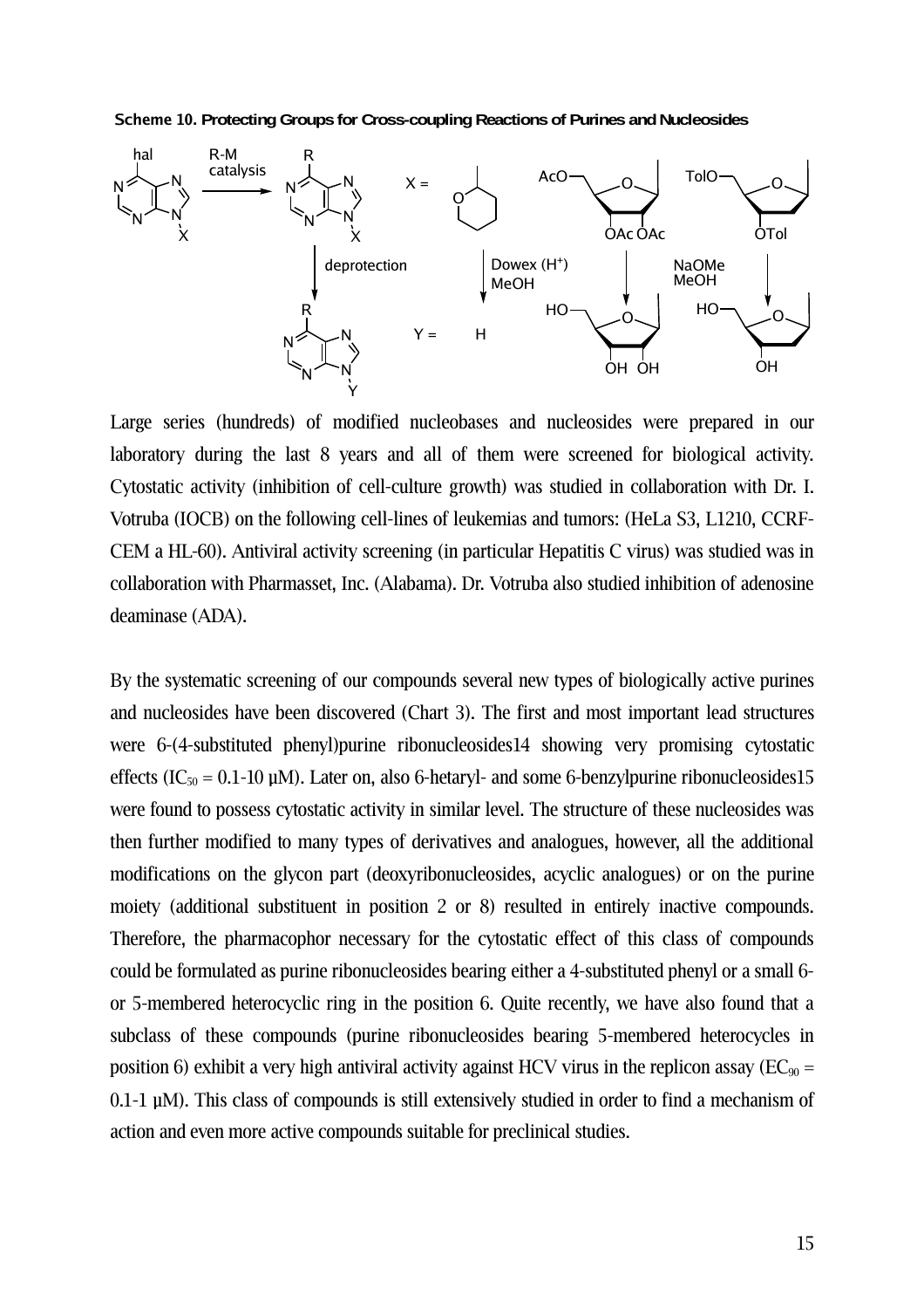**Scheme 10. Protecting Groups for Cross-coupling Reactions of Purines and Nucleosides**

Large series (hundreds) of modified nucleobases and nucleosides were prepared in our laboratory during the last 8 years and all of them were screened for biological activity. Cytostatic activity (inhibition of cell-culture growth) was studied in collaboration with Dr. I. Votruba (IOCB) on the following cell-lines of leukemias and tumors: (HeLa S3, L1210, CCRF-CEM a HL-60). Antiviral activity screening (in particular Hepatitis C virus) was studied was in collaboration with Pharmasset, Inc. (Alabama). Dr. Votruba also studied inhibition of adenosine deaminase (ADA).

By the systematic screening of our compounds several new types of biologically active purines and nucleosides have been discovered (Chart 3). The first and most important lead structures were 6-(4-substituted phenyl)purine ribonucleosides14 showing very promising cytostatic effects ($IC_{50}$ = 0.1-10 µM). Later on, also 6-hetaryl- and some 6-benzylpurine ribonucleosides15 were found to possess cytostatic activity in similar level. The structure of these nucleosides was then further modified to many types of derivatives and analogues, however, all the additional modifications on the glycon part (deoxyribonucleosides, acyclic analogues) or on the purine moiety (additional substituent in position 2 or 8) resulted in entirely inactive compounds. Therefore, the pharmacophor necessary for the cytostatic effect of this class of compounds could be formulated as purine ribonucleosides bearing either a 4-substituted phenyl or a small 6- or 5-membered heterocyclic ring in the position 6. Quite recently, we have also found that a subclass of these compounds (purine ribonucleosides bearing 5-membered heterocycles in position 6) exhibit a very high antiviral activity against HCV virus in the replicon assay ($EC_{90}$ = 0.1-1 µM). This class of compounds is still extensively studied in order to find a mechanism of action and even more active compounds suitable for preclinical studies.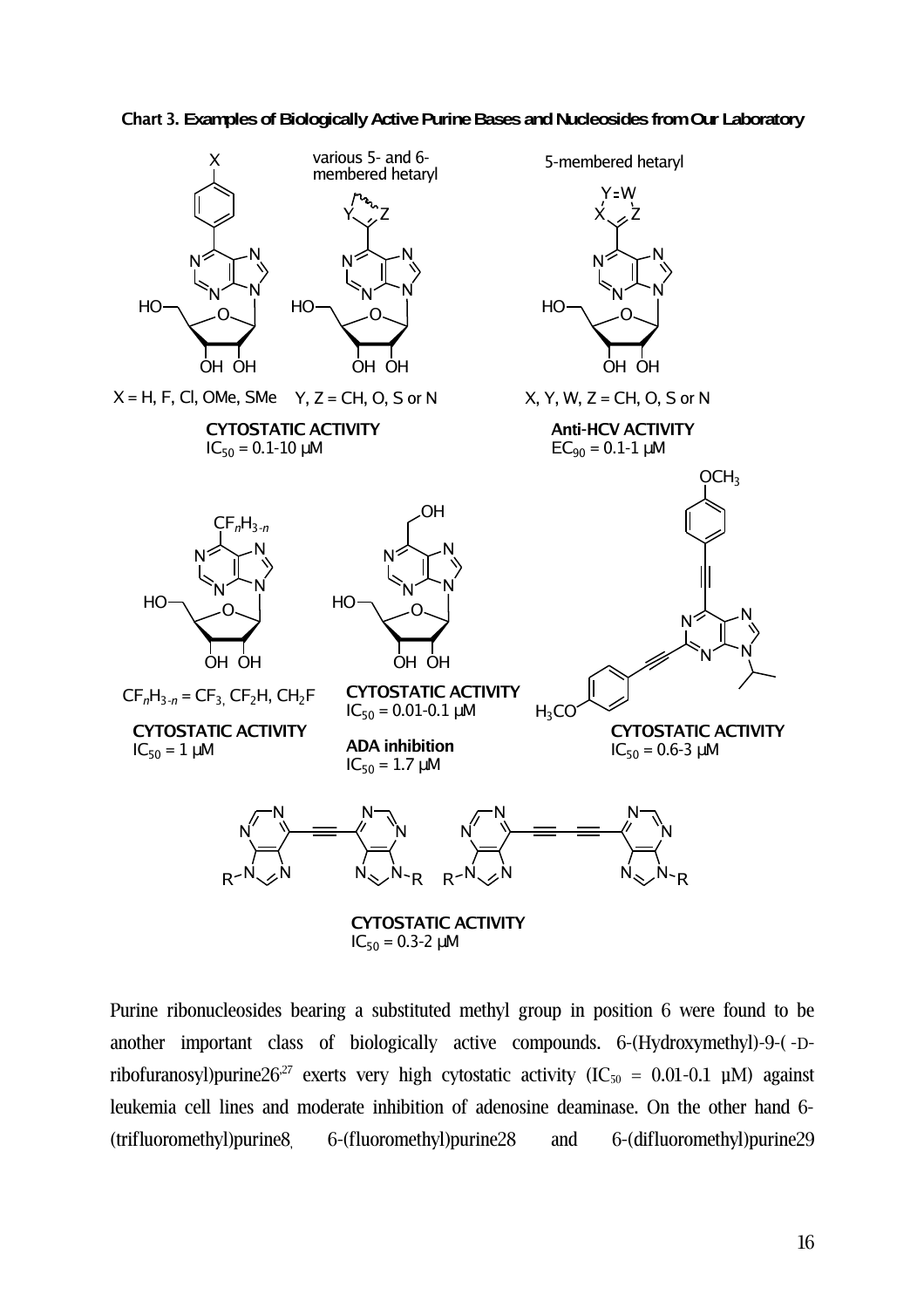**Chart 3. Examples of Biologically Active Purine Bases and Nucleosides from Our Laboratory**

X = H, F, Cl, OMe, SMe

various 5- and 6-membered hetaryl

Y, Z = CH, O, S or N

CYTOSTATIC ACTIVITY
$IC_{50}$ = 0.1-10 µM

5-membered hetaryl

X, Y, W, Z = CH, O, S or N

Anti-HCV ACTIVITY
$EC_{90}$ = 0.1-1 µM

$CF_nH_{3-n}$ = $CF_3$, $CF_2H$, $CH_2F$

CYTOSTATIC ACTIVITY
$IC_{50}$ = 1 µM

CYTOSTATIC ACTIVITY
$IC_{50}$ = 0.01-0.1 µM

ADA inhibition
$IC_{50}$ = 1.7 µM

CYTOSTATIC ACTIVITY
$IC_{50}$ = 0.6-3 µM

CYTOSTATIC ACTIVITY
$IC_{50}$ = 0.3-2 µM

Purine ribonucleosides bearing a substituted methyl group in position 6 were found to be another important class of biologically active compounds. 6-(Hydroxymethyl)-9-( -D-ribofuranosyl)purine26[27] exerts very high cytostatic activity ($IC_{50}$ = 0.01-0.1 µM) against leukemia cell lines and moderate inhibition of adenosine deaminase. On the other hand 6-(trifluoromethyl)purine8, 6-(fluoromethyl)purine28 and 6-(difluoromethyl)purine29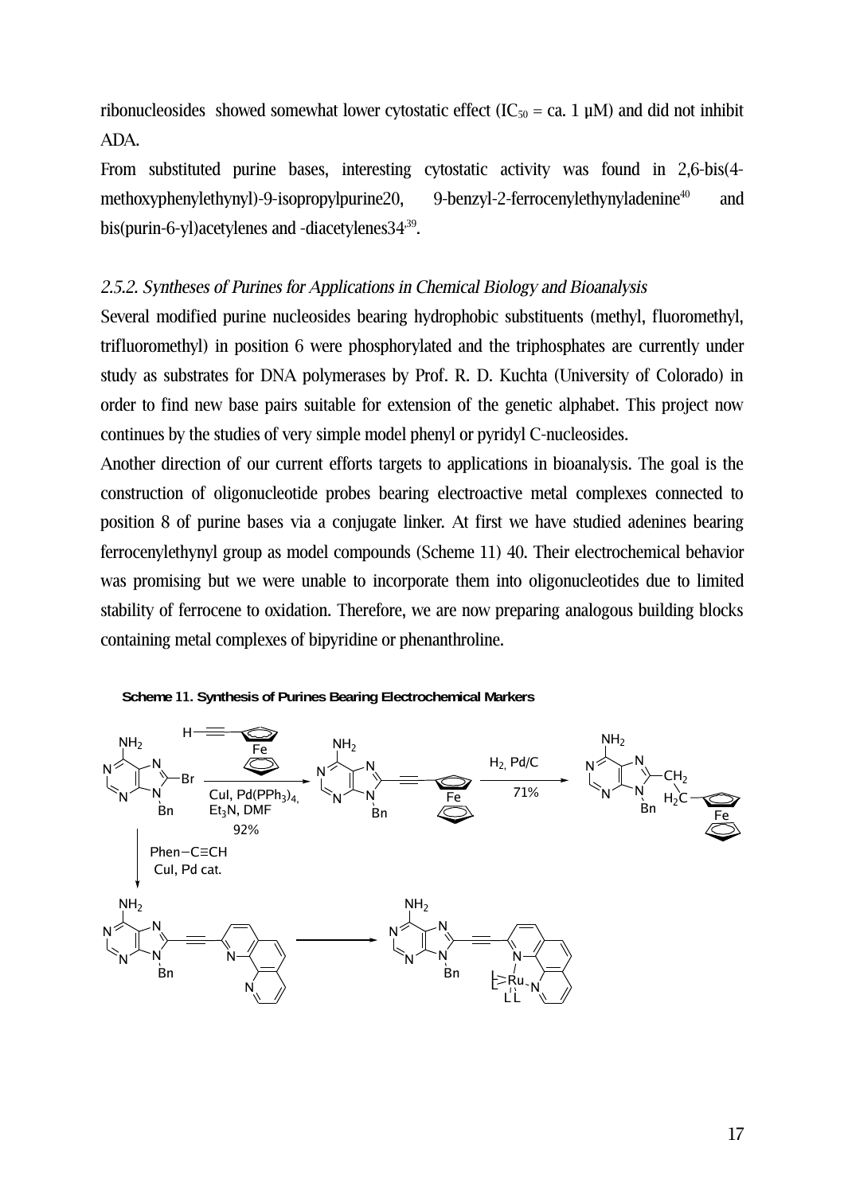ribonucleosides showed somewhat lower cytostatic effect ($IC_{50}$ = ca. 1 µM) and did not inhibit ADA.

From substituted purine bases, interesting cytostatic activity was found in 2,6-bis(4-methoxyphenylethynyl)-9-isopropylpurine20, 9-benzyl-2-ferrocenylethynyladenine[40] and bis(purin-6-yl)acetylenes and -diacetylenes34[,39].

### *2.5.2. Syntheses of Purines for Applications in Chemical Biology and Bioanalysis*

Several modified purine nucleosides bearing hydrophobic substituents (methyl, fluoromethyl, trifluoromethyl) in position 6 were phosphorylated and the triphosphates are currently under study as substrates for DNA polymerases by Prof. R. D. Kuchta (University of Colorado) in order to find new base pairs suitable for extension of the genetic alphabet. This project now continues by the studies of very simple model phenyl or pyridyl C-nucleosides.

Another direction of our current efforts targets to applications in bioanalysis. The goal is the construction of oligonucleotide probes bearing electroactive metal complexes connected to position 8 of purine bases via a conjugate linker. At first we have studied adenines bearing ferrocenylethynyl group as model compounds (Scheme 11) 40. Their electrochemical behavior was promising but we were unable to incorporate them into oligonucleotides due to limited stability of ferrocene to oxidation. Therefore, we are now preparing analogous building blocks containing metal complexes of bipyridine or phenanthroline.

**Scheme 11. Synthesis of Purines Bearing Electrochemical Markers**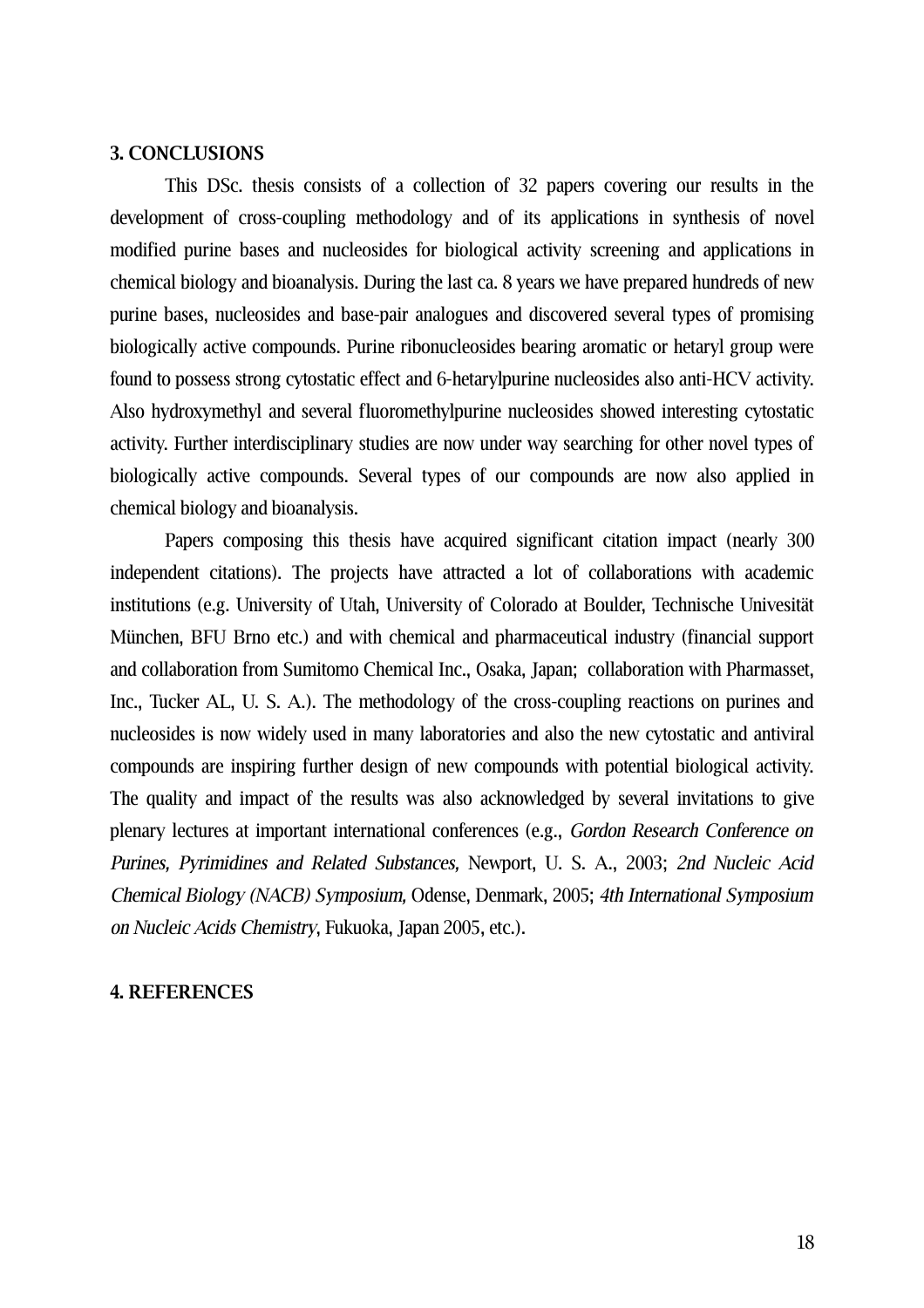## 3. CONCLUSIONS

This DSc. thesis consists of a collection of 32 papers covering our results in the development of cross-coupling methodology and of its applications in synthesis of novel modified purine bases and nucleosides for biological activity screening and applications in chemical biology and bioanalysis. During the last ca. 8 years we have prepared hundreds of new purine bases, nucleosides and base-pair analogues and discovered several types of promising biologically active compounds. Purine ribonucleosides bearing aromatic or hetaryl group were found to possess strong cytostatic effect and 6-hetarylpurine nucleosides also anti-HCV activity. Also hydroxymethyl and several fluoromethylpurine nucleosides showed interesting cytostatic activity. Further interdisciplinary studies are now under way searching for other novel types of biologically active compounds. Several types of our compounds are now also applied in chemical biology and bioanalysis.

Papers composing this thesis have acquired significant citation impact (nearly 300 independent citations). The projects have attracted a lot of collaborations with academic institutions (e.g. University of Utah, University of Colorado at Boulder, Technische Univesität München, BFU Brno etc.) and with chemical and pharmaceutical industry (financial support and collaboration from Sumitomo Chemical Inc., Osaka, Japan; collaboration with Pharmasset, Inc., Tucker AL, U. S. A.). The methodology of the cross-coupling reactions on purines and nucleosides is now widely used in many laboratories and also the new cytostatic and antiviral compounds are inspiring further design of new compounds with potential biological activity. The quality and impact of the results was also acknowledged by several invitations to give plenary lectures at important international conferences (e.g., *Gordon Research Conference on Purines, Pyrimidines and Related Substances,* Newport, U. S. A., 2003; *2nd Nucleic Acid Chemical Biology (NACB) Symposium,* Odense, Denmark, 2005; *4th International Symposium on Nucleic Acids Chemistry*, Fukuoka, Japan 2005, etc.).

## 4. REFERENCES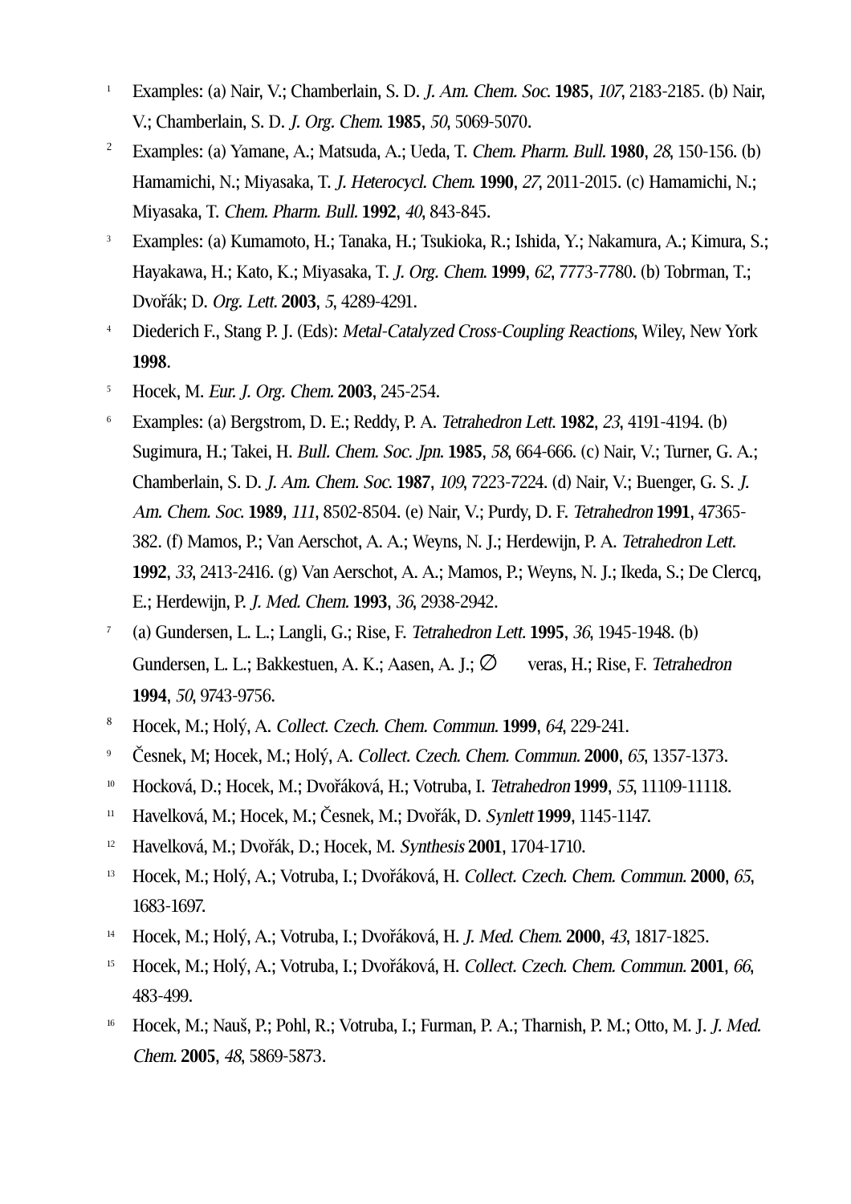1 Examples: (a) Nair, V.; Chamberlain, S. D. *J. Am. Chem. Soc.* **1985**, *107*, 2183-2185. (b) Nair, V.; Chamberlain, S. D. *J. Org. Chem.* **1985**, *50*, 5069-5070.

2 Examples: (a) Yamane, A.; Matsuda, A.; Ueda, T. *Chem. Pharm. Bull.* **1980**, *28*, 150-156. (b) Hamamichi, N.; Miyasaka, T. *J. Heterocycl. Chem.* **1990**, *27*, 2011-2015. (c) Hamamichi, N.; Miyasaka, T. *Chem. Pharm. Bull.* **1992**, *40*, 843-845.

3 Examples: (a) Kumamoto, H.; Tanaka, H.; Tsukioka, R.; Ishida, Y.; Nakamura, A.; Kimura, S.; Hayakawa, H.; Kato, K.; Miyasaka, T. *J. Org. Chem.* **1999**, *62*, 7773-7780. (b) Tobrman, T.; Dvořák; D. *Org. Lett.* **2003**, *5*, 4289-4291.

4 Diederich F., Stang P. J. (Eds): *Metal-Catalyzed Cross-Coupling Reactions*, Wiley, New York **1998**.

5 Hocek, M. *Eur. J. Org. Chem.* **2003**, 245-254.

6 Examples: (a) Bergstrom, D. E.; Reddy, P. A. *Tetrahedron Lett.* **1982**, *23*, 4191-4194. (b) Sugimura, H.; Takei, H. *Bull. Chem. Soc. Jpn.* **1985**, *58*, 664-666. (c) Nair, V.; Turner, G. A.; Chamberlain, S. D. *J. Am. Chem. Soc.* **1987**, *109*, 7223-7224. (d) Nair, V.; Buenger, G. S. *J. Am. Chem. Soc.* **1989**, *111*, 8502-8504. (e) Nair, V.; Purdy, D. F. *Tetrahedron* **1991**, 47365-382. (f) Mamos, P.; Van Aerschot, A. A.; Weyns, N. J.; Herdewijn, P. A. *Tetrahedron Lett.* **1992**, *33*, 2413-2416. (g) Van Aerschot, A. A.; Mamos, P.; Weyns, N. J.; Ikeda, S.; De Clercq, E.; Herdewijn, P. *J. Med. Chem.* **1993**, *36*, 2938-2942.

7 (a) Gundersen, L. L.; Langli, G.; Rise, F. *Tetrahedron Lett.* **1995**, *36*, 1945-1948. (b) Gundersen, L. L.; Bakkestuen, A. K.; Aasen, A. J.; ∅ veras, H.; Rise, F. *Tetrahedron* **1994**, *50*, 9743-9756.

8 Hocek, M.; Holý, A. *Collect. Czech. Chem. Commun.* **1999**, *64*, 229-241.

9 Česnek, M; Hocek, M.; Holý, A. *Collect. Czech. Chem. Commun.* **2000**, *65*, 1357-1373.

10 Hocková, D.; Hocek, M.; Dvořáková, H.; Votruba, I. *Tetrahedron* **1999**, *55*, 11109-11118.

11 Havelková, M.; Hocek, M.; Česnek, M.; Dvořák, D. *Synlett* **1999**, 1145-1147.

12 Havelková, M.; Dvořák, D.; Hocek, M. *Synthesis* **2001**, 1704-1710.

13 Hocek, M.; Holý, A.; Votruba, I.; Dvořáková, H. *Collect. Czech. Chem. Commun.* **2000**, *65*, 1683-1697.

14 Hocek, M.; Holý, A.; Votruba, I.; Dvořáková, H. *J. Med. Chem.* **2000**, *43*, 1817-1825.

15 Hocek, M.; Holý, A.; Votruba, I.; Dvořáková, H. *Collect. Czech. Chem. Commun.* **2001**, *66*, 483-499.

16 Hocek, M.; Nauš, P.; Pohl, R.; Votruba, I.; Furman, P. A.; Tharnish, P. M.; Otto, M. J. *J. Med. Chem.* **2005**, *48*, 5869-5873.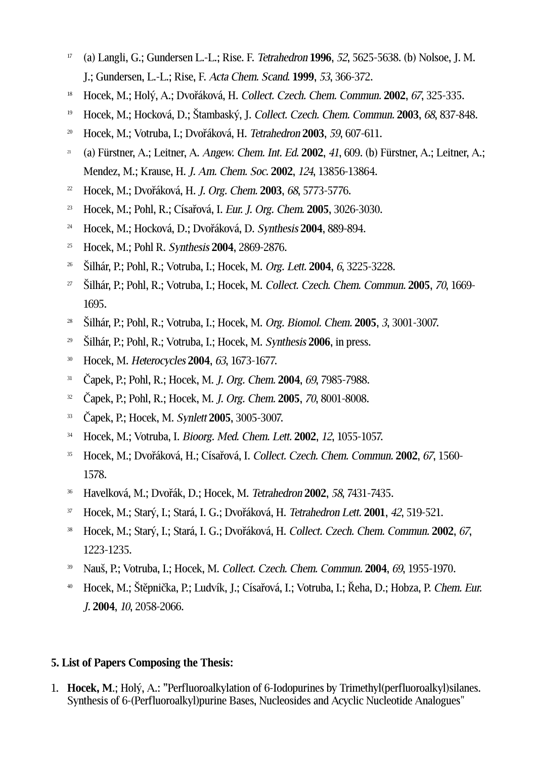[17] (a) Langli, G.; Gundersen L.-L.; Rise. F. *Tetrahedron* **1996**, *52*, 5625-5638. (b) Nolsoe, J. M. J.; Gundersen, L.-L.; Rise, F. *Acta Chem. Scand.* **1999**, *53*, 366-372.

[18] Hocek, M.; Holý, A.; Dvořáková, H. *Collect. Czech. Chem. Commun.* **2002**, *67*, 325-335.

[19] Hocek, M.; Hocková, D.; Štambaský, J. *Collect. Czech. Chem. Commun.* **2003**, *68*, 837-848.

[20] Hocek, M.; Votruba, I.; Dvořáková, H. *Tetrahedron* **2003**, *59*, 607-611.

[21] (a) Fürstner, A.; Leitner, A. *Angew. Chem. Int. Ed.* **2002**, *41*, 609. (b) Fürstner, A.; Leitner, A.; Mendez, M.; Krause, H. *J. Am. Chem. Soc.* **2002**, *124*, 13856-13864.

[22] Hocek, M.; Dvořáková, H. *J. Org. Chem.* **2003**, *68*, 5773-5776.

[23] Hocek, M.; Pohl, R.; Císařová, I. *Eur. J. Org. Chem.* **2005**, 3026-3030.

[24] Hocek, M.; Hocková, D.; Dvořáková, D. *Synthesis* **2004**, 889-894.

[25] Hocek, M.; Pohl R. *Synthesis* **2004**, 2869-2876.

[26] Šilhár, P.; Pohl, R.; Votruba, I.; Hocek, M. *Org. Lett.* **2004**, *6*, 3225-3228.

[27] Šilhár, P.; Pohl, R.; Votruba, I.; Hocek, M. *Collect. Czech. Chem. Commun.* **2005**, *70*, 1669-1695.

[28] Šilhár, P.; Pohl, R.; Votruba, I.; Hocek, M. *Org. Biomol. Chem.* **2005**, *3*, 3001-3007.

[29] Šilhár, P.; Pohl, R.; Votruba, I.; Hocek, M. *Synthesis* **2006**, in press.

[30] Hocek, M. *Heterocycles* **2004**, *63*, 1673-1677.

[31] Čapek, P.; Pohl, R.; Hocek, M. *J. Org. Chem.* **2004**, *69*, 7985-7988.

[32] Čapek, P.; Pohl, R.; Hocek, M. *J. Org. Chem.* **2005**, *70*, 8001-8008.

[33] Čapek, P.; Hocek, M. *Synlett* **2005**, 3005-3007.

[34] Hocek, M.; Votruba, I. *Bioorg. Med. Chem. Lett.* **2002**, *12*, 1055-1057.

[35] Hocek, M.; Dvořáková, H.; Císařová, I. *Collect. Czech. Chem. Commun.* **2002**, *67*, 1560-1578.

[36] Havelková, M.; Dvořák, D.; Hocek, M. *Tetrahedron* **2002**, *58*, 7431-7435.

[37] Hocek, M.; Starý, I.; Stará, I. G.; Dvořáková, H. *Tetrahedron Lett.* **2001**, *42*, 519-521.

[38] Hocek, M.; Starý, I.; Stará, I. G.; Dvořáková, H. *Collect. Czech. Chem. Commun.* **2002**, *67*, 1223-1235.

[39] Nauš, P.; Votruba, I.; Hocek, M. *Collect. Czech. Chem. Commun.* **2004**, *69*, 1955-1970.

[40] Hocek, M.; Štěpnička, P.; Ludvík, J.; Císařová, I.; Votruba, I.; Řeha, D.; Hobza, P. *Chem. Eur. J.* **2004**, *10*, 2058-2066.

## 5. List of Papers Composing the Thesis:

1. **Hocek, M.**; Holý, A.: "Perfluoroalkylation of 6-Iodopurines by Trimethyl(perfluoroalkyl)silanes. Synthesis of 6-(Perfluoroalkyl)purine Bases, Nucleosides and Acyclic Nucleotide Analogues"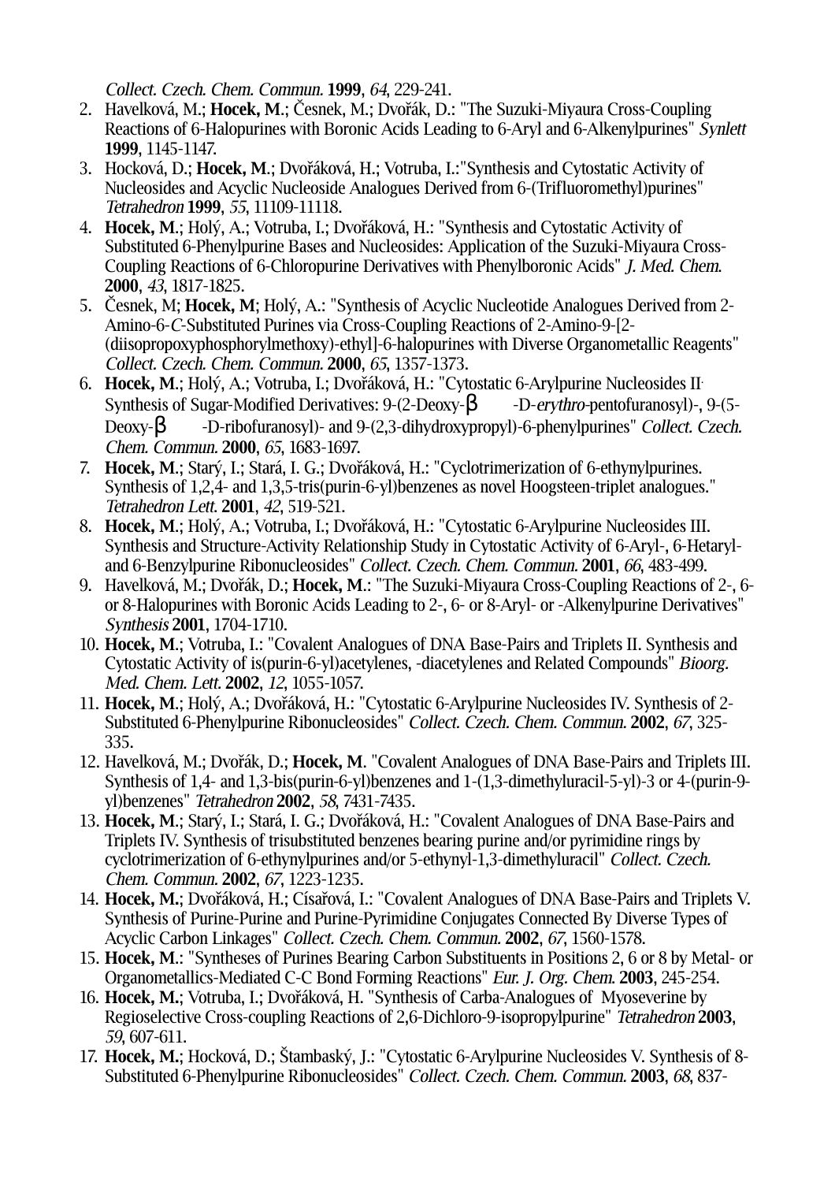*Collect. Czech. Chem. Commun.* **1999**, *64*, 229-241.

2. Havelková, M.; **Hocek, M.**; Česnek, M.; Dvořák, D.: "The Suzuki-Miyaura Cross-Coupling Reactions of 6-Halopurines with Boronic Acids Leading to 6-Aryl and 6-Alkenylpurines" *Synlett* **1999**, 1145-1147.
3. Hocková, D.; **Hocek, M.**; Dvořáková, H.; Votruba, I.:"Synthesis and Cytostatic Activity of Nucleosides and Acyclic Nucleoside Analogues Derived from 6-(Trifluoromethyl)purines" *Tetrahedron* **1999**, *55*, 11109-11118.
4. **Hocek, M.**; Holý, A.; Votruba, I.; Dvořáková, H.: "Synthesis and Cytostatic Activity of Substituted 6-Phenylpurine Bases and Nucleosides: Application of the Suzuki-Miyaura Cross-Coupling Reactions of 6-Chloropurine Derivatives with Phenylboronic Acids" *J. Med. Chem.* **2000**, *43*, 1817-1825.
5. Česnek, M; **Hocek, M**; Holý, A.: "Synthesis of Acyclic Nucleotide Analogues Derived from 2-Amino-6-*C*-Substituted Purines via Cross-Coupling Reactions of 2-Amino-9-[2-(diisopropoxyphosphorylmethoxy)-ethyl]-6-halopurines with Diverse Organometallic Reagents" *Collect. Czech. Chem. Commun.* **2000**, *65*, 1357-1373.
6. **Hocek, M.**; Holý, A.; Votruba, I.; Dvořáková, H.: "Cytostatic 6-Arylpurine Nucleosides II. Synthesis of Sugar-Modified Derivatives: 9-(2-Deoxy-β-D-*erythro*-pentofuranosyl)-, 9-(5-Deoxy-β-D-ribofuranosyl)- and 9-(2,3-dihydroxypropyl)-6-phenylpurines" *Collect. Czech. Chem. Commun.* **2000**, *65*, 1683-1697.
7. **Hocek, M.**; Starý, I.; Stará, I. G.; Dvořáková, H.: "Cyclotrimerization of 6-ethynylpurines. Synthesis of 1,2,4- and 1,3,5-tris(purin-6-yl)benzenes as novel Hoogsteen-triplet analogues." *Tetrahedron Lett.* **2001**, *42*, 519-521.
8. **Hocek, M.**; Holý, A.; Votruba, I.; Dvořáková, H.: "Cytostatic 6-Arylpurine Nucleosides III. Synthesis and Structure-Activity Relationship Study in Cytostatic Activity of 6-Aryl-, 6-Hetaryl- and 6-Benzylpurine Ribonucleosides" *Collect. Czech. Chem. Commun.* **2001**, *66*, 483-499.
9. Havelková, M.; Dvořák, D.; **Hocek, M.**: "The Suzuki-Miyaura Cross-Coupling Reactions of 2-, 6- or 8-Halopurines with Boronic Acids Leading to 2-, 6- or 8-Aryl- or -Alkenylpurine Derivatives" *Synthesis* **2001**, 1704-1710.
10. **Hocek, M.**; Votruba, I.: "Covalent Analogues of DNA Base-Pairs and Triplets II. Synthesis and Cytostatic Activity of is(purin-6-yl)acetylenes, -diacetylenes and Related Compounds" *Bioorg. Med. Chem. Lett.* **2002**, *12*, 1055-1057.
11. **Hocek, M.**; Holý, A.; Dvořáková, H.: "Cytostatic 6-Arylpurine Nucleosides IV. Synthesis of 2-Substituted 6-Phenylpurine Ribonucleosides" *Collect. Czech. Chem. Commun.* **2002**, *67*, 325-335.
12. Havelková, M.; Dvořák, D.; **Hocek, M.** "Covalent Analogues of DNA Base-Pairs and Triplets III. Synthesis of 1,4- and 1,3-bis(purin-6-yl)benzenes and 1-(1,3-dimethyluracil-5-yl)-3 or 4-(purin-9-yl)benzenes" *Tetrahedron* **2002**, *58*, 7431-7435.
13. **Hocek, M.**; Starý, I.; Stará, I. G.; Dvořáková, H.: "Covalent Analogues of DNA Base-Pairs and Triplets IV. Synthesis of trisubstituted benzenes bearing purine and/or pyrimidine rings by cyclotrimerization of 6-ethynylpurines and/or 5-ethynyl-1,3-dimethyluracil" *Collect. Czech. Chem. Commun.* **2002**, *67*, 1223-1235.
14. **Hocek, M.**; Dvořáková, H.; Císařová, I.: "Covalent Analogues of DNA Base-Pairs and Triplets V. Synthesis of Purine-Purine and Purine-Pyrimidine Conjugates Connected By Diverse Types of Acyclic Carbon Linkages" *Collect. Czech. Chem. Commun.* **2002**, *67*, 1560-1578.
15. **Hocek, M.**: "Syntheses of Purines Bearing Carbon Substituents in Positions 2, 6 or 8 by Metal- or Organometallics-Mediated C-C Bond Forming Reactions" *Eur. J. Org. Chem.* **2003**, 245-254.
16. **Hocek, M.**; Votruba, I.; Dvořáková, H. "Synthesis of Carba-Analogues of Myoseverine by Regioselective Cross-coupling Reactions of 2,6-Dichloro-9-isopropylpurine" *Tetrahedron* **2003**, *59*, 607-611.
17. **Hocek, M.**; Hocková, D.; Štambaský, J.: "Cytostatic 6-Arylpurine Nucleosides V. Synthesis of 8-Substituted 6-Phenylpurine Ribonucleosides" *Collect. Czech. Chem. Commun.* **2003**, *68*, 837-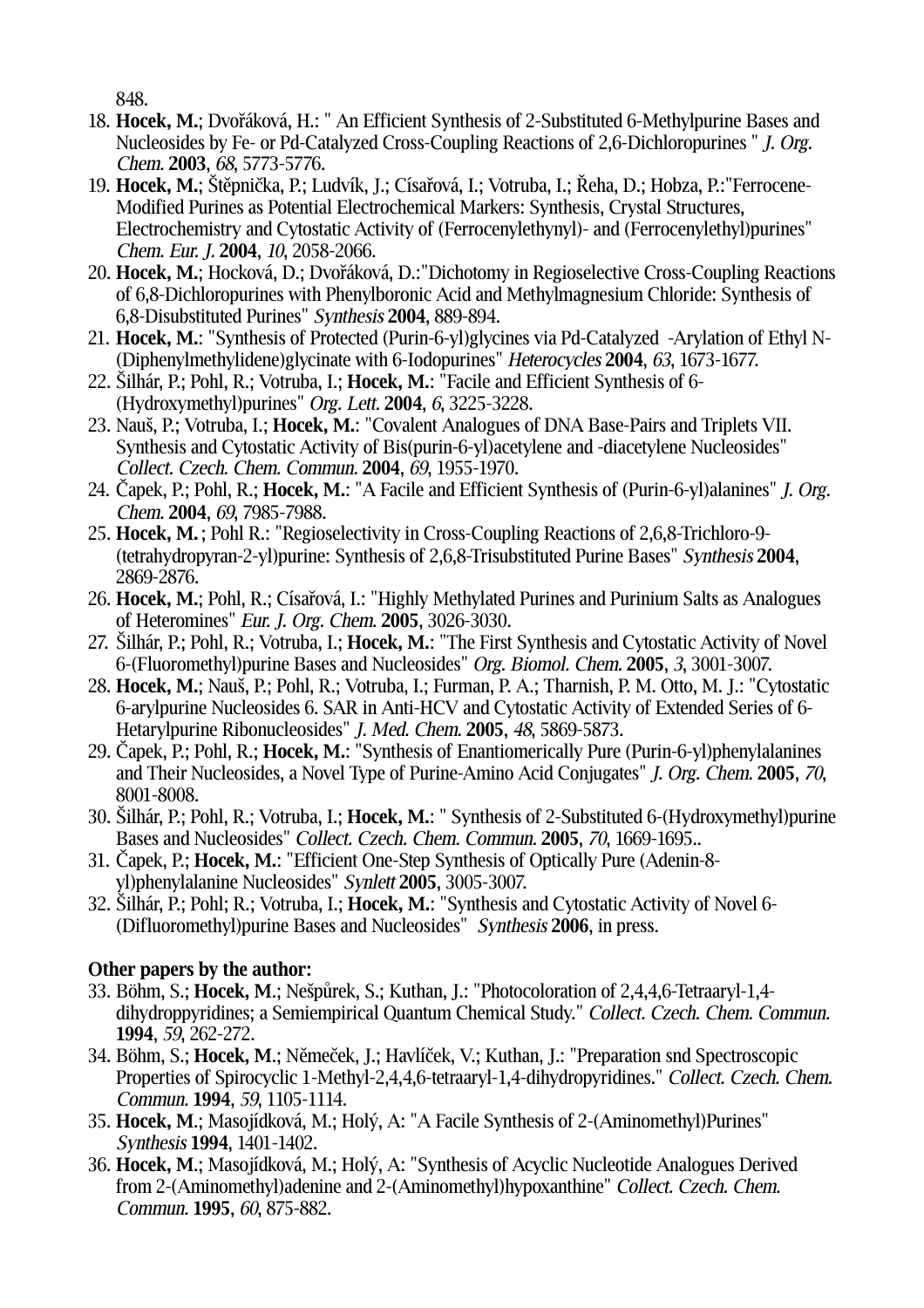848.

18. **Hocek, M.**; Dvořáková, H.: " An Efficient Synthesis of 2-Substituted 6-Methylpurine Bases and Nucleosides by Fe- or Pd-Catalyzed Cross-Coupling Reactions of 2,6-Dichloropurines " *J. Org. Chem.* **2003**, *68*, 5773-5776.
19. **Hocek, M.**; Štěpnička, P.; Ludvík, J.; Císařová, I.; Votruba, I.; Řeha, D.; Hobza, P.:"Ferrocene-Modified Purines as Potential Electrochemical Markers: Synthesis, Crystal Structures, Electrochemistry and Cytostatic Activity of (Ferrocenylethynyl)- and (Ferrocenylethyl)purines" *Chem. Eur. J.* **2004**, *10*, 2058-2066.
20. **Hocek, M.**; Hocková, D.; Dvořáková, D.:"Dichotomy in Regioselective Cross-Coupling Reactions of 6,8-Dichloropurines with Phenylboronic Acid and Methylmagnesium Chloride: Synthesis of 6,8-Disubstituted Purines" *Synthesis* **2004**, 889-894.
21. **Hocek, M.**: "Synthesis of Protected (Purin-6-yl)glycines via Pd-Catalyzed -Arylation of Ethyl N-(Diphenylmethylidene)glycinate with 6-Iodopurines" *Heterocycles* **2004**, *63*, 1673-1677.
22. Šilhár, P.; Pohl, R.; Votruba, I.; **Hocek, M.**: "Facile and Efficient Synthesis of 6-(Hydroxymethyl)purines" *Org. Lett.* **2004**, *6*, 3225-3228.
23. Nauš, P.; Votruba, I.; **Hocek, M.**: "Covalent Analogues of DNA Base-Pairs and Triplets VII. Synthesis and Cytostatic Activity of Bis(purin-6-yl)acetylene and -diacetylene Nucleosides" *Collect. Czech. Chem. Commun.* **2004**, *69*, 1955-1970.
24. Čapek, P.; Pohl, R.; **Hocek, M.**: "A Facile and Efficient Synthesis of (Purin-6-yl)alanines" *J. Org. Chem.* **2004**, *69*, 7985-7988.
25. **Hocek, M.** ; Pohl R.: "Regioselectivity in Cross-Coupling Reactions of 2,6,8-Trichloro-9-(tetrahydropyran-2-yl)purine: Synthesis of 2,6,8-Trisubstituted Purine Bases" *Synthesis* **2004**, 2869-2876.
26. **Hocek, M.**; Pohl, R.; Císařová, I.: "Highly Methylated Purines and Purinium Salts as Analogues of Heteromines" *Eur. J. Org. Chem.* **2005**, 3026-3030.
27. Šilhár, P.; Pohl, R.; Votruba, I.; **Hocek, M.**: "The First Synthesis and Cytostatic Activity of Novel 6-(Fluoromethyl)purine Bases and Nucleosides" *Org. Biomol. Chem.* **2005**, *3*, 3001-3007.
28. **Hocek, M.**; Nauš, P.; Pohl, R.; Votruba, I.; Furman, P. A.; Tharnish, P. M. Otto, M. J.: "Cytostatic 6-arylpurine Nucleosides 6. SAR in Anti-HCV and Cytostatic Activity of Extended Series of 6-Hetarylpurine Ribonucleosides" *J. Med. Chem.* **2005**, *48*, 5869-5873.
29. Čapek, P.; Pohl, R.; **Hocek, M.**: "Synthesis of Enantiomerically Pure (Purin-6-yl)phenylalanines and Their Nucleosides, a Novel Type of Purine-Amino Acid Conjugates" *J. Org. Chem.* **2005**, *70*, 8001-8008.
30. Šilhár, P.; Pohl, R.; Votruba, I.; **Hocek, M.**: " Synthesis of 2-Substituted 6-(Hydroxymethyl)purine Bases and Nucleosides" *Collect. Czech. Chem. Commun.* **2005**, *70*, 1669-1695..
31. Čapek, P.; **Hocek, M.**: "Efficient One-Step Synthesis of Optically Pure (Adenin-8-yl)phenylalanine Nucleosides" *Synlett* **2005**, 3005-3007.
32. Šilhár, P.; Pohl; R.; Votruba, I.; **Hocek, M.**: "Synthesis and Cytostatic Activity of Novel 6-(Difluoromethyl)purine Bases and Nucleosides" *Synthesis* **2006**, in press.

**Other papers by the author:**

33. Böhm, S.; **Hocek, M.**; Nešpůrek, S.; Kuthan, J.: "Photocoloration of 2,4,4,6-Tetraaryl-1,4-dihydroppyridines; a Semiempirical Quantum Chemical Study." *Collect. Czech. Chem. Commun.* **1994**, *59*, 262-272.
34. Böhm, S.; **Hocek, M.**; Němeček, J.; Havlíček, V.; Kuthan, J.: "Preparation snd Spectroscopic Properties of Spirocyclic 1-Methyl-2,4,4,6-tetraaryl-1,4-dihydropyridines." *Collect. Czech. Chem. Commun.* **1994**, *59*, 1105-1114.
35. **Hocek, M.**; Masojídková, M.; Holý, A: "A Facile Synthesis of 2-(Aminomethyl)Purines" *Synthesis* **1994**, 1401-1402.
36. **Hocek, M.**; Masojídková, M.; Holý, A: "Synthesis of Acyclic Nucleotide Analogues Derived from 2-(Aminomethyl)adenine and 2-(Aminomethyl)hypoxanthine" *Collect. Czech. Chem. Commun.* **1995**, *60*, 875-882.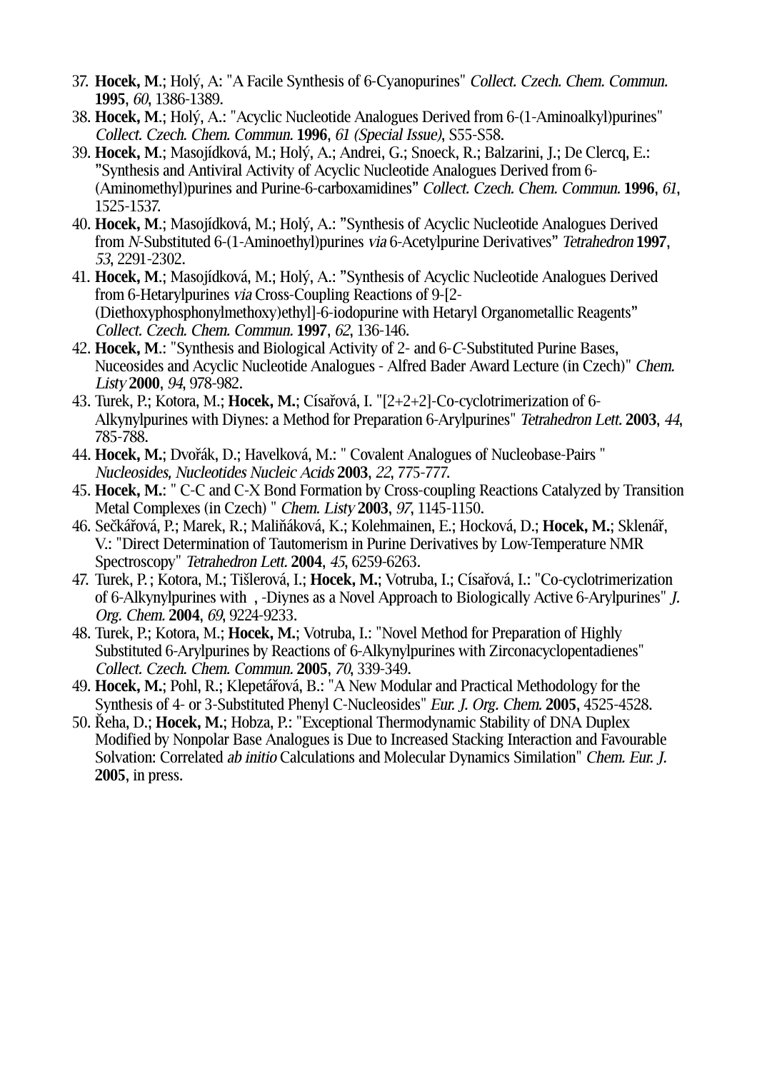37. **Hocek, M**.; Holý, A: "A Facile Synthesis of 6-Cyanopurines" *Collect. Czech. Chem. Commun.* **1995**, *60*, 1386-1389.
38. **Hocek, M**.; Holý, A.: "Acyclic Nucleotide Analogues Derived from 6-(1-Aminoalkyl)purines" *Collect. Czech. Chem. Commun.* **1996**, *61 (Special Issue)*, S55-S58.
39. **Hocek, M**.; Masojídková, M.; Holý, A.; Andrei, G.; Snoeck, R.; Balzarini, J.; De Clercq, E.: "Synthesis and Antiviral Activity of Acyclic Nucleotide Analogues Derived from 6-(Aminomethyl)purines and Purine-6-carboxamidines" *Collect. Czech. Chem. Commun.* **1996**, *61*, 1525-1537.
40. **Hocek, M**.; Masojídková, M.; Holý, A.: "Synthesis of Acyclic Nucleotide Analogues Derived from *N*-Substituted 6-(1-Aminoethyl)purines *via* 6-Acetylpurine Derivatives" *Tetrahedron* **1997**, *53*, 2291-2302.
41. **Hocek, M**.; Masojídková, M.; Holý, A.: "Synthesis of Acyclic Nucleotide Analogues Derived from 6-Hetarylpurines *via* Cross-Coupling Reactions of 9-[2-(Diethoxyphosphonylmethoxy)ethyl]-6-iodopurine with Hetaryl Organometallic Reagents" *Collect. Czech. Chem. Commun.* **1997**, *62*, 136-146.
42. **Hocek, M**.: "Synthesis and Biological Activity of 2- and 6-*C*-Substituted Purine Bases, Nuceosides and Acyclic Nucleotide Analogues - Alfred Bader Award Lecture (in Czech)" *Chem. Listy* **2000**, *94*, 978-982.
43. Turek, P.; Kotora, M.; **Hocek, M.**; Císařová, I. "[2+2+2]-Co-cyclotrimerization of 6-Alkynylpurines with Diynes: a Method for Preparation 6-Arylpurines" *Tetrahedron Lett.* **2003**, *44*, 785-788.
44. **Hocek, M.**; Dvořák, D.; Havelková, M.: " Covalent Analogues of Nucleobase-Pairs " *Nucleosides, Nucleotides Nucleic Acids* **2003**, *22*, 775-777.
45. **Hocek, M.**: " C-C and C-X Bond Formation by Cross-coupling Reactions Catalyzed by Transition Metal Complexes (in Czech) " *Chem. Listy* **2003**, *97*, 1145-1150.
46. Sečkářová, P.; Marek, R.; Maliňáková, K.; Kolehmainen, E.; Hocková, D.; **Hocek, M.**; Sklenář, V.: "Direct Determination of Tautomerism in Purine Derivatives by Low-Temperature NMR Spectroscopy" *Tetrahedron Lett.* **2004**, *45*, 6259-6263.
47. Turek, P. ; Kotora, M.; Tišlerová, I.; **Hocek, M.**; Votruba, I.; Císařová, I.: "Co-cyclotrimerization of 6-Alkynylpurines with , -Diynes as a Novel Approach to Biologically Active 6-Arylpurines" *J. Org. Chem.* **2004**, *69*, 9224-9233.
48. Turek, P.; Kotora, M.; **Hocek, M.**; Votruba, I.: "Novel Method for Preparation of Highly Substituted 6-Arylpurines by Reactions of 6-Alkynylpurines with Zirconacyclopentadienes" *Collect. Czech. Chem. Commun.* **2005**, *70*, 339-349.
49. **Hocek, M.**; Pohl, R.; Klepetářová, B.: "A New Modular and Practical Methodology for the Synthesis of 4- or 3-Substituted Phenyl C-Nucleosides" *Eur. J. Org. Chem.* **2005**, 4525-4528.
50. Řeha, D.; **Hocek, M.**; Hobza, P.: "Exceptional Thermodynamic Stability of DNA Duplex Modified by Nonpolar Base Analogues is Due to Increased Stacking Interaction and Favourable Solvation: Correlated *ab initio* Calculations and Molecular Dynamics Similation" *Chem. Eur. J.* **2005**, in press.